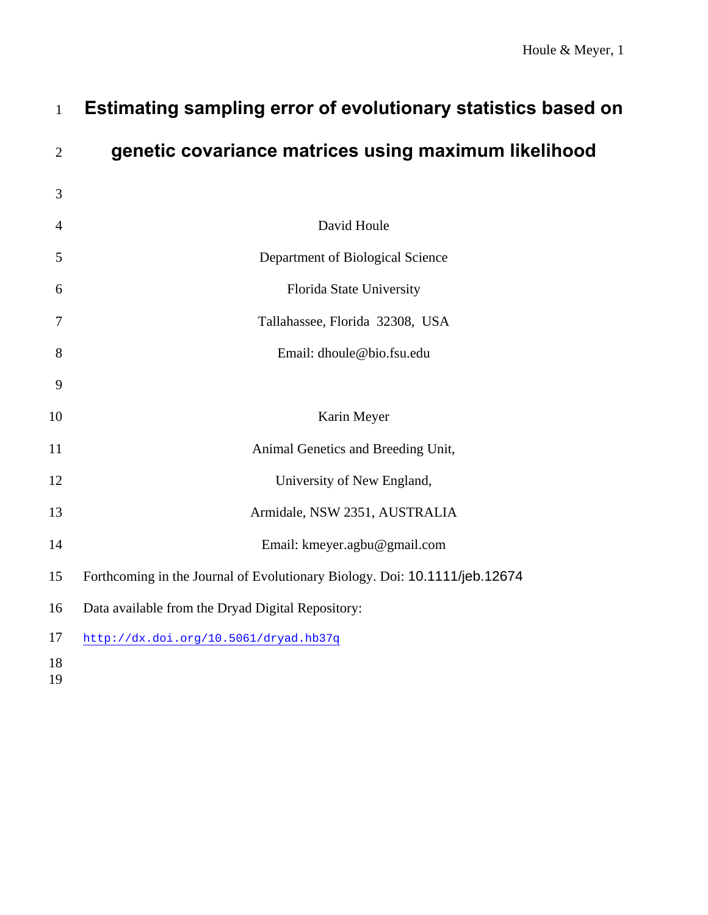# Estimating sampling error of evolutionary statistics based on genetic covariance matrices using maximum likelihood

David Houle

Department of Biological Science

Florida State University

Tallahassee, Florida 32308, USA

Email: dhoule@bio.fsu.edu

Karin Meyer

Animal Genetics and Breeding Unit,

University of New England,

Armidale, NSW 2351, AUSTRALIA

Email: kmeyer.agbu@gmail.com

Forthcoming in the Journal of Evolutionary Biology. Doi: 10.1111/jeb.12674

Data available from the Dryad Digital Repository:

http://dx.doi.org/10.5061/dryad.hb37q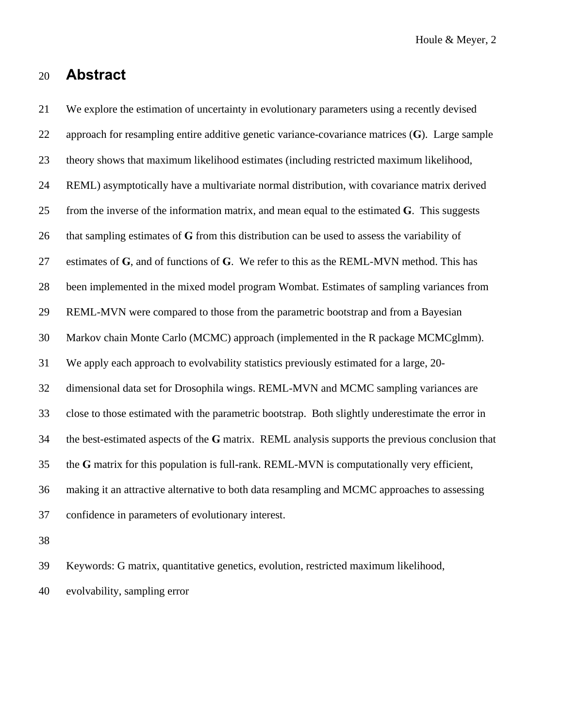# Abstract

We explore the estimation of uncertainty in evolutionary parameters using a recently devised approach for resampling entire additive genetic variance-covariance matrices (**G**). Large sample theory shows that maximum likelihood estimates (including restricted maximum likelihood, REML) asymptotically have a multivariate normal distribution, with covariance matrix derived from the inverse of the information matrix, and mean equal to the estimated **G**. This suggests that sampling estimates of **G** from this distribution can be used to assess the variability of estimates of **G**, and of functions of **G**. We refer to this as the REML-MVN method. This has been implemented in the mixed model program Wombat. Estimates of sampling variances from REML-MVN were compared to those from the parametric bootstrap and from a Bayesian Markov chain Monte Carlo (MCMC) approach (implemented in the R package MCMCglmm). We apply each approach to evolvability statistics previously estimated for a large, 20-dimensional data set for Drosophila wings. REML-MVN and MCMC sampling variances are close to those estimated with the parametric bootstrap. Both slightly underestimate the error in the best-estimated aspects of the **G** matrix. REML analysis supports the previous conclusion that the **G** matrix for this population is full-rank. REML-MVN is computationally very efficient, making it an attractive alternative to both data resampling and MCMC approaches to assessing confidence in parameters of evolutionary interest.

Keywords: G matrix, quantitative genetics, evolution, restricted maximum likelihood, evolvability, sampling error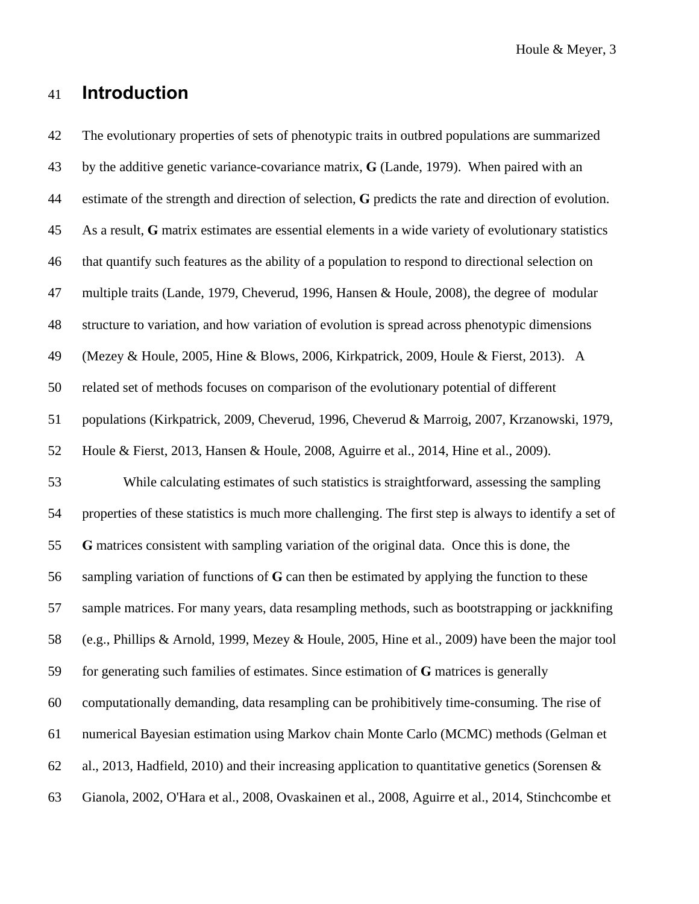# Introduction

The evolutionary properties of sets of phenotypic traits in outbred populations are summarized by the additive genetic variance-covariance matrix, **G** (Lande, 1979). When paired with an estimate of the strength and direction of selection, **G** predicts the rate and direction of evolution. As a result, **G** matrix estimates are essential elements in a wide variety of evolutionary statistics that quantify such features as the ability of a population to respond to directional selection on multiple traits (Lande, 1979, Cheverud, 1996, Hansen & Houle, 2008), the degree of modular structure to variation, and how variation of evolution is spread across phenotypic dimensions (Mezey & Houle, 2005, Hine & Blows, 2006, Kirkpatrick, 2009, Houle & Fierst, 2013). A related set of methods focuses on comparison of the evolutionary potential of different populations (Kirkpatrick, 2009, Cheverud, 1996, Cheverud & Marroig, 2007, Krzanowski, 1979, Houle & Fierst, 2013, Hansen & Houle, 2008, Aguirre et al., 2014, Hine et al., 2009).

While calculating estimates of such statistics is straightforward, assessing the sampling properties of these statistics is much more challenging. The first step is always to identify a set of **G** matrices consistent with sampling variation of the original data. Once this is done, the sampling variation of functions of **G** can then be estimated by applying the function to these sample matrices. For many years, data resampling methods, such as bootstrapping or jackknifing (e.g., Phillips & Arnold, 1999, Mezey & Houle, 2005, Hine et al., 2009) have been the major tool for generating such families of estimates. Since estimation of **G** matrices is generally computationally demanding, data resampling can be prohibitively time-consuming. The rise of numerical Bayesian estimation using Markov chain Monte Carlo (MCMC) methods (Gelman et al., 2013, Hadfield, 2010) and their increasing application to quantitative genetics (Sorensen & Gianola, 2002, O'Hara et al., 2008, Ovaskainen et al., 2008, Aguirre et al., 2014, Stinchcombe et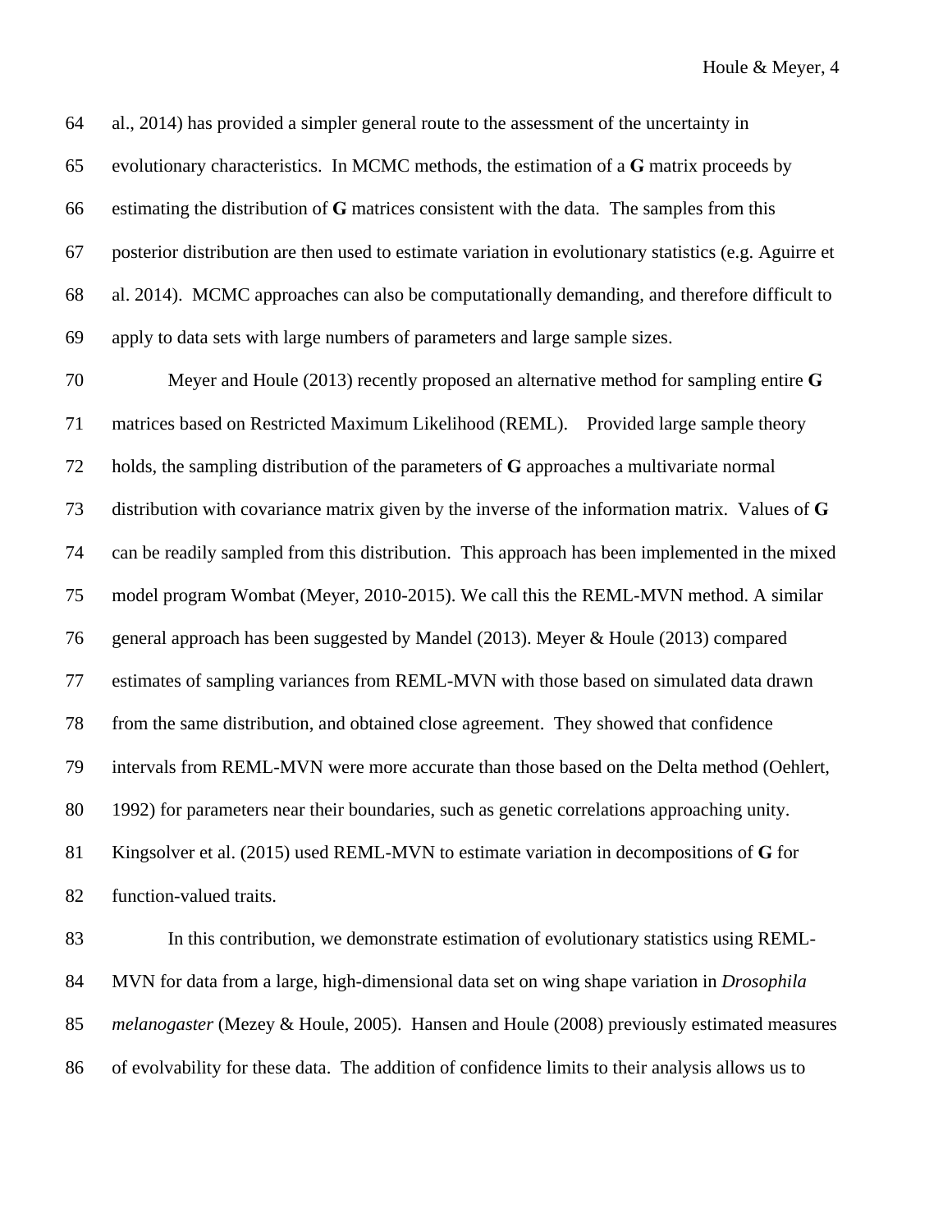al., 2014) has provided a simpler general route to the assessment of the uncertainty in evolutionary characteristics. In MCMC methods, the estimation of a **G** matrix proceeds by estimating the distribution of **G** matrices consistent with the data. The samples from this posterior distribution are then used to estimate variation in evolutionary statistics (e.g. Aguirre et al. 2014). MCMC approaches can also be computationally demanding, and therefore difficult to apply to data sets with large numbers of parameters and large sample sizes.

Meyer and Houle (2013) recently proposed an alternative method for sampling entire **G** matrices based on Restricted Maximum Likelihood (REML). Provided large sample theory holds, the sampling distribution of the parameters of **G** approaches a multivariate normal distribution with covariance matrix given by the inverse of the information matrix. Values of **G** can be readily sampled from this distribution. This approach has been implemented in the mixed model program Wombat (Meyer, 2010-2015). We call this the REML-MVN method. A similar general approach has been suggested by Mandel (2013). Meyer & Houle (2013) compared estimates of sampling variances from REML-MVN with those based on simulated data drawn from the same distribution, and obtained close agreement. They showed that confidence intervals from REML-MVN were more accurate than those based on the Delta method (Oehlert, 1992) for parameters near their boundaries, such as genetic correlations approaching unity. Kingsolver et al. (2015) used REML-MVN to estimate variation in decompositions of **G** for function-valued traits.

In this contribution, we demonstrate estimation of evolutionary statistics using REML-MVN for data from a large, high-dimensional data set on wing shape variation in *Drosophila melanogaster* (Mezey & Houle, 2005). Hansen and Houle (2008) previously estimated measures of evolvability for these data. The addition of confidence limits to their analysis allows us to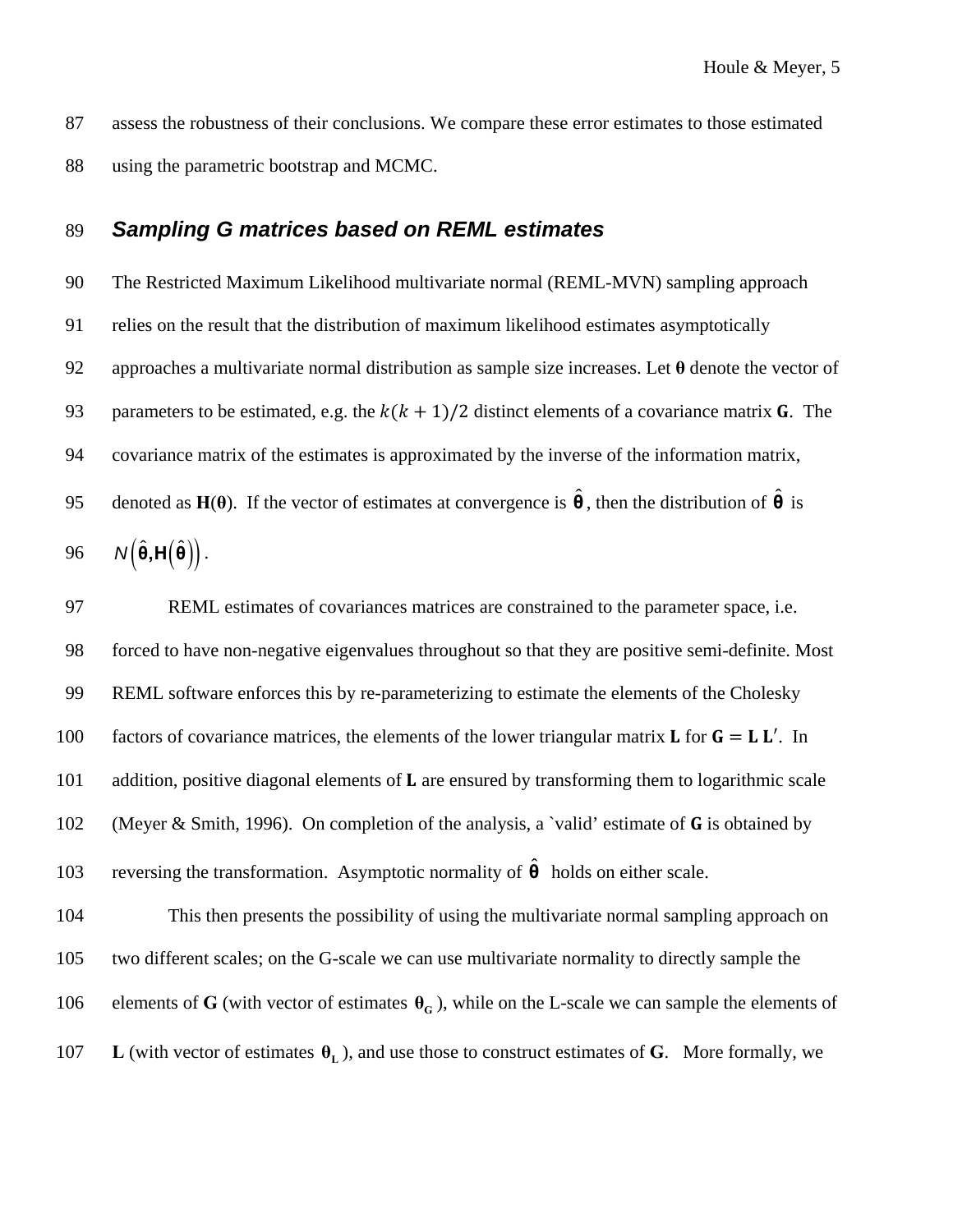assess the robustness of their conclusions. We compare these error estimates to those estimated using the parametric bootstrap and MCMC.

## *Sampling G matrices based on REML estimates*

The Restricted Maximum Likelihood multivariate normal (REML-MVN) sampling approach relies on the result that the distribution of maximum likelihood estimates asymptotically approaches a multivariate normal distribution as sample size increases. Let $\boldsymbol{\theta}$ denote the vector of parameters to be estimated, e.g. the $k(k+1)/2$ distinct elements of a covariance matrix $\mathbf{G}$. The covariance matrix of the estimates is approximated by the inverse of the information matrix, denoted as $\mathbf{H}(\boldsymbol{\theta})$. If the vector of estimates at convergence is $\hat{\boldsymbol{\theta}}$, then the distribution of $\hat{\boldsymbol{\theta}}$ is $N\left(\hat{\boldsymbol{\theta}}, \mathbf{H}\left(\hat{\boldsymbol{\theta}}\right)\right)$.

REML estimates of covariances matrices are constrained to the parameter space, i.e. forced to have non-negative eigenvalues throughout so that they are positive semi-definite. Most REML software enforces this by re-parameterizing to estimate the elements of the Cholesky factors of covariance matrices, the elements of the lower triangular matrix $\mathbf{L}$ for $\mathbf{G} = \mathbf{L}\,\mathbf{L}'$. In addition, positive diagonal elements of $\mathbf{L}$ are ensured by transforming them to logarithmic scale (Meyer & Smith, 1996). On completion of the analysis, a `valid' estimate of $\mathbf{G}$ is obtained by reversing the transformation. Asymptotic normality of $\hat{\boldsymbol{\theta}}$ holds on either scale.

This then presents the possibility of using the multivariate normal sampling approach on two different scales; on the G-scale we can use multivariate normality to directly sample the elements of $\mathbf{G}$ (with vector of estimates $\boldsymbol{\theta}_{\mathbf{G}}$), while on the L-scale we can sample the elements of $\mathbf{L}$ (with vector of estimates $\boldsymbol{\theta}_{\mathbf{L}}$), and use those to construct estimates of $\mathbf{G}$. More formally, we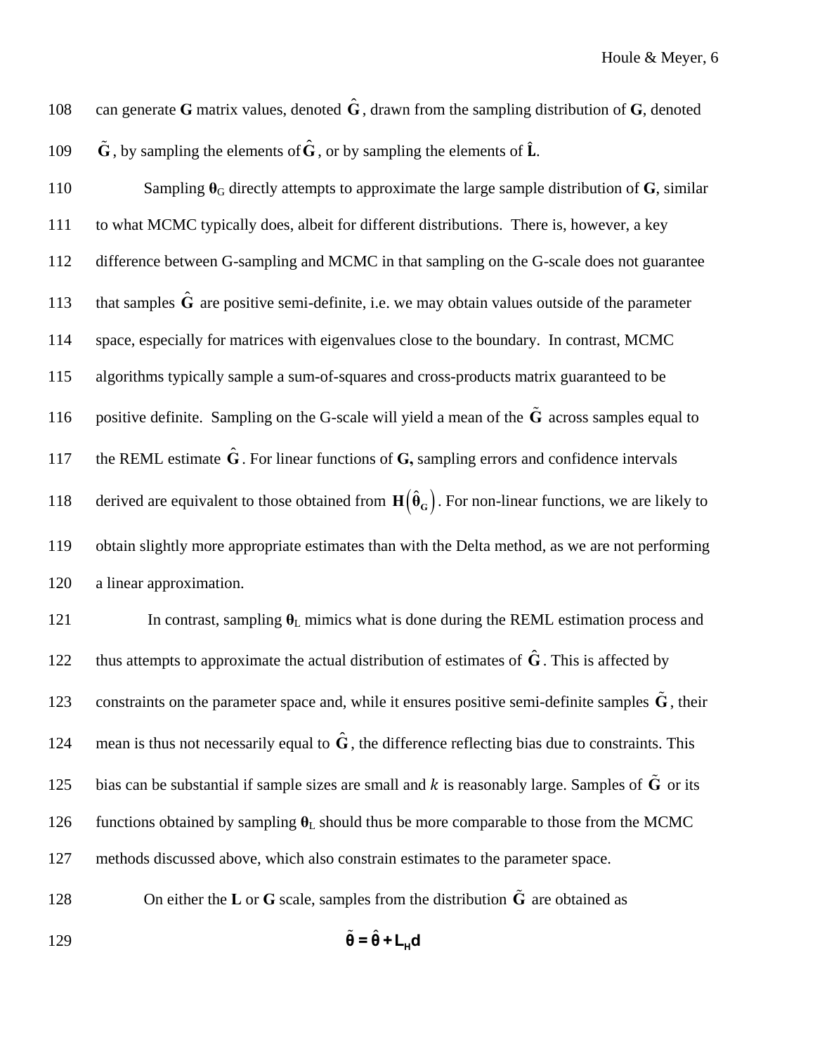can generate **G** matrix values, denoted $\hat{\mathbf{G}}$, drawn from the sampling distribution of **G**, denoted $\tilde{\mathbf{G}}$, by sampling the elements of $\hat{\mathbf{G}}$, or by sampling the elements of $\hat{\mathbf{L}}$.

Sampling $\boldsymbol{\theta}_G$ directly attempts to approximate the large sample distribution of **G**, similar to what MCMC typically does, albeit for different distributions. There is, however, a key difference between G-sampling and MCMC in that sampling on the G-scale does not guarantee that samples $\hat{\mathbf{G}}$ are positive semi-definite, i.e. we may obtain values outside of the parameter space, especially for matrices with eigenvalues close to the boundary. In contrast, MCMC algorithms typically sample a sum-of-squares and cross-products matrix guaranteed to be positive definite. Sampling on the G-scale will yield a mean of the $\tilde{\mathbf{G}}$ across samples equal to the REML estimate $\hat{\mathbf{G}}$. For linear functions of **G,** sampling errors and confidence intervals derived are equivalent to those obtained from $\mathbf{H}\left(\hat{\boldsymbol{\theta}}_{\mathbf{G}}\right)$. For non-linear functions, we are likely to obtain slightly more appropriate estimates than with the Delta method, as we are not performing a linear approximation.

In contrast, sampling $\boldsymbol{\theta}_L$ mimics what is done during the REML estimation process and thus attempts to approximate the actual distribution of estimates of $\hat{\mathbf{G}}$. This is affected by constraints on the parameter space and, while it ensures positive semi-definite samples $\tilde{\mathbf{G}}$, their mean is thus not necessarily equal to $\hat{\mathbf{G}}$, the difference reflecting bias due to constraints. This bias can be substantial if sample sizes are small and $k$ is reasonably large. Samples of $\tilde{\mathbf{G}}$ or its functions obtained by sampling $\boldsymbol{\theta}_L$ should thus be more comparable to those from the MCMC methods discussed above, which also constrain estimates to the parameter space.

On either the **L** or **G** scale, samples from the distribution $\tilde{\mathbf{G}}$ are obtained as

$$\tilde{\boldsymbol{\theta}} = \hat{\boldsymbol{\theta}} + \mathbf{L}_{\mathbf{H}}\mathbf{d}$$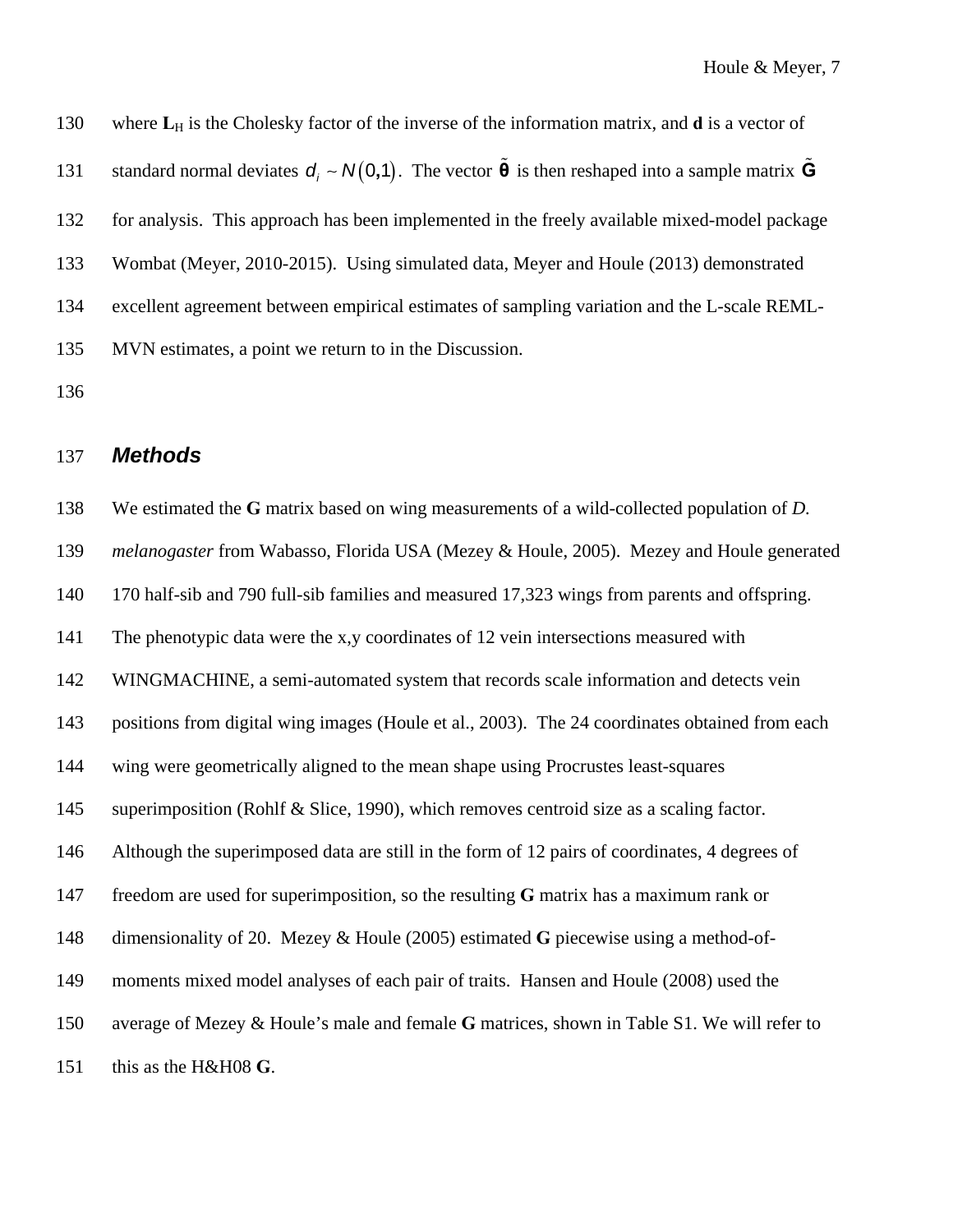where $\mathbf{L}_H$ is the Cholesky factor of the inverse of the information matrix, and **d** is a vector of standard normal deviates $d_i \sim N(0,1)$. The vector $\tilde{\boldsymbol{\theta}}$ is then reshaped into a sample matrix $\tilde{\mathbf{G}}$ for analysis. This approach has been implemented in the freely available mixed-model package Wombat (Meyer, 2010-2015). Using simulated data, Meyer and Houle (2013) demonstrated excellent agreement between empirical estimates of sampling variation and the L-scale REML-MVN estimates, a point we return to in the Discussion.

## *Methods*

We estimated the **G** matrix based on wing measurements of a wild-collected population of *D. melanogaster* from Wabasso, Florida USA (Mezey & Houle, 2005). Mezey and Houle generated 170 half-sib and 790 full-sib families and measured 17,323 wings from parents and offspring. The phenotypic data were the x,y coordinates of 12 vein intersections measured with WINGMACHINE, a semi-automated system that records scale information and detects vein positions from digital wing images (Houle et al., 2003). The 24 coordinates obtained from each wing were geometrically aligned to the mean shape using Procrustes least-squares superimposition (Rohlf & Slice, 1990), which removes centroid size as a scaling factor. Although the superimposed data are still in the form of 12 pairs of coordinates, 4 degrees of freedom are used for superimposition, so the resulting **G** matrix has a maximum rank or dimensionality of 20. Mezey & Houle (2005) estimated **G** piecewise using a method-of-moments mixed model analyses of each pair of traits. Hansen and Houle (2008) used the average of Mezey & Houle's male and female **G** matrices, shown in Table S1. We will refer to this as the H&H08 **G**.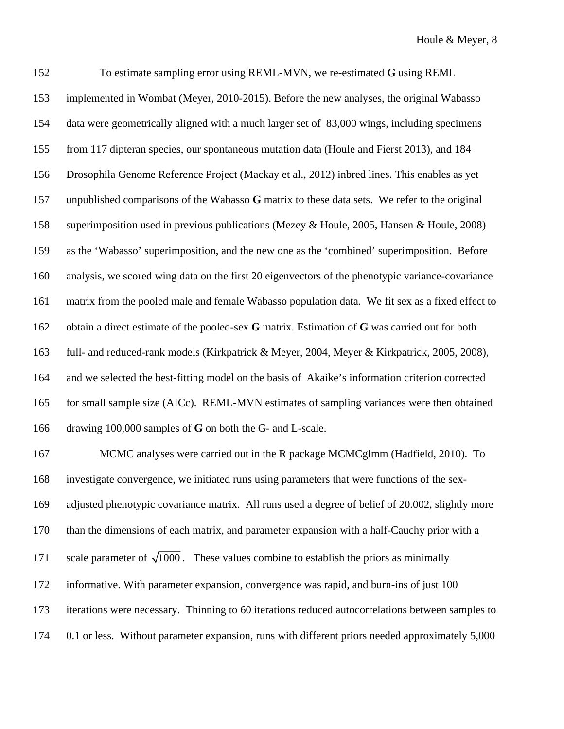To estimate sampling error using REML-MVN, we re-estimated **G** using REML implemented in Wombat (Meyer, 2010-2015). Before the new analyses, the original Wabasso data were geometrically aligned with a much larger set of 83,000 wings, including specimens from 117 dipteran species, our spontaneous mutation data (Houle and Fierst 2013), and 184 Drosophila Genome Reference Project (Mackay et al., 2012) inbred lines. This enables as yet unpublished comparisons of the Wabasso **G** matrix to these data sets. We refer to the original superimposition used in previous publications (Mezey & Houle, 2005, Hansen & Houle, 2008) as the 'Wabasso' superimposition, and the new one as the 'combined' superimposition. Before analysis, we scored wing data on the first 20 eigenvectors of the phenotypic variance-covariance matrix from the pooled male and female Wabasso population data. We fit sex as a fixed effect to obtain a direct estimate of the pooled-sex **G** matrix. Estimation of **G** was carried out for both full- and reduced-rank models (Kirkpatrick & Meyer, 2004, Meyer & Kirkpatrick, 2005, 2008), and we selected the best-fitting model on the basis of Akaike's information criterion corrected for small sample size (AICc). REML-MVN estimates of sampling variances were then obtained drawing 100,000 samples of **G** on both the G- and L-scale.

MCMC analyses were carried out in the R package MCMCglmm (Hadfield, 2010). To investigate convergence, we initiated runs using parameters that were functions of the sex-adjusted phenotypic covariance matrix. All runs used a degree of belief of 20.002, slightly more than the dimensions of each matrix, and parameter expansion with a half-Cauchy prior with a scale parameter of $\sqrt{1000}$. These values combine to establish the priors as minimally informative. With parameter expansion, convergence was rapid, and burn-ins of just 100 iterations were necessary. Thinning to 60 iterations reduced autocorrelations between samples to 0.1 or less. Without parameter expansion, runs with different priors needed approximately 5,000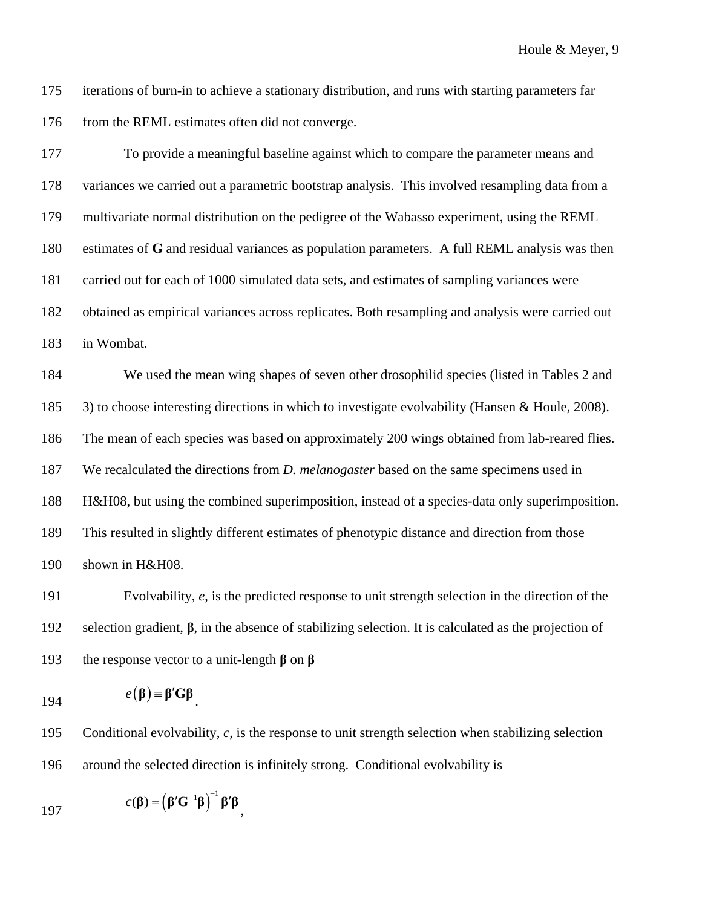iterations of burn-in to achieve a stationary distribution, and runs with starting parameters far from the REML estimates often did not converge.

To provide a meaningful baseline against which to compare the parameter means and variances we carried out a parametric bootstrap analysis. This involved resampling data from a multivariate normal distribution on the pedigree of the Wabasso experiment, using the REML estimates of **G** and residual variances as population parameters. A full REML analysis was then carried out for each of 1000 simulated data sets, and estimates of sampling variances were obtained as empirical variances across replicates. Both resampling and analysis were carried out in Wombat.

We used the mean wing shapes of seven other drosophilid species (listed in Tables 2 and 3) to choose interesting directions in which to investigate evolvability (Hansen & Houle, 2008). The mean of each species was based on approximately 200 wings obtained from lab-reared flies. We recalculated the directions from *D. melanogaster* based on the same specimens used in H&H08, but using the combined superimposition, instead of a species-data only superimposition. This resulted in slightly different estimates of phenotypic distance and direction from those shown in H&H08.

Evolvability, $e$, is the predicted response to unit strength selection in the direction of the selection gradient, $\boldsymbol{\beta}$, in the absence of stabilizing selection. It is calculated as the projection of the response vector to a unit-length $\boldsymbol{\beta}$ on $\boldsymbol{\beta}$

$$e(\boldsymbol{\beta}) \equiv \boldsymbol{\beta}'\mathbf{G}\boldsymbol{\beta}.$$

Conditional evolvability, $c$, is the response to unit strength selection when stabilizing selection around the selected direction is infinitely strong. Conditional evolvability is

$$c(\boldsymbol{\beta}) = \left(\boldsymbol{\beta}'\mathbf{G}^{-1}\boldsymbol{\beta}\right)^{-1}\boldsymbol{\beta}'\boldsymbol{\beta},$$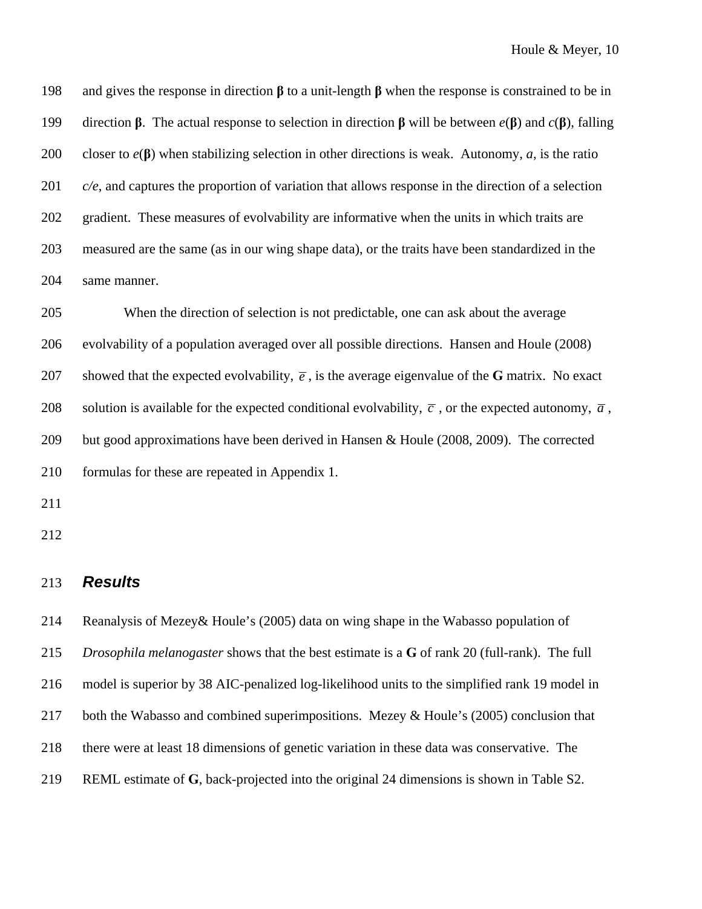and gives the response in direction **β** to a unit-length **β** when the response is constrained to be in direction **β**. The actual response to selection in direction **β** will be between $e(\boldsymbol{\beta})$ and $c(\boldsymbol{\beta})$, falling closer to $e(\boldsymbol{\beta})$ when stabilizing selection in other directions is weak. Autonomy, $a$, is the ratio $c/e$, and captures the proportion of variation that allows response in the direction of a selection gradient. These measures of evolvability are informative when the units in which traits are measured are the same (as in our wing shape data), or the traits have been standardized in the same manner.

When the direction of selection is not predictable, one can ask about the average evolvability of a population averaged over all possible directions. Hansen and Houle (2008) showed that the expected evolvability, $\bar{e}$, is the average eigenvalue of the **G** matrix. No exact solution is available for the expected conditional evolvability, $\bar{c}$, or the expected autonomy, $\bar{a}$, but good approximations have been derived in Hansen & Houle (2008, 2009). The corrected formulas for these are repeated in Appendix 1.

## *Results*

Reanalysis of Mezey& Houle's (2005) data on wing shape in the Wabasso population of *Drosophila melanogaster* shows that the best estimate is a **G** of rank 20 (full-rank). The full model is superior by 38 AIC-penalized log-likelihood units to the simplified rank 19 model in both the Wabasso and combined superimpositions. Mezey & Houle's (2005) conclusion that there were at least 18 dimensions of genetic variation in these data was conservative. The REML estimate of **G**, back-projected into the original 24 dimensions is shown in Table S2.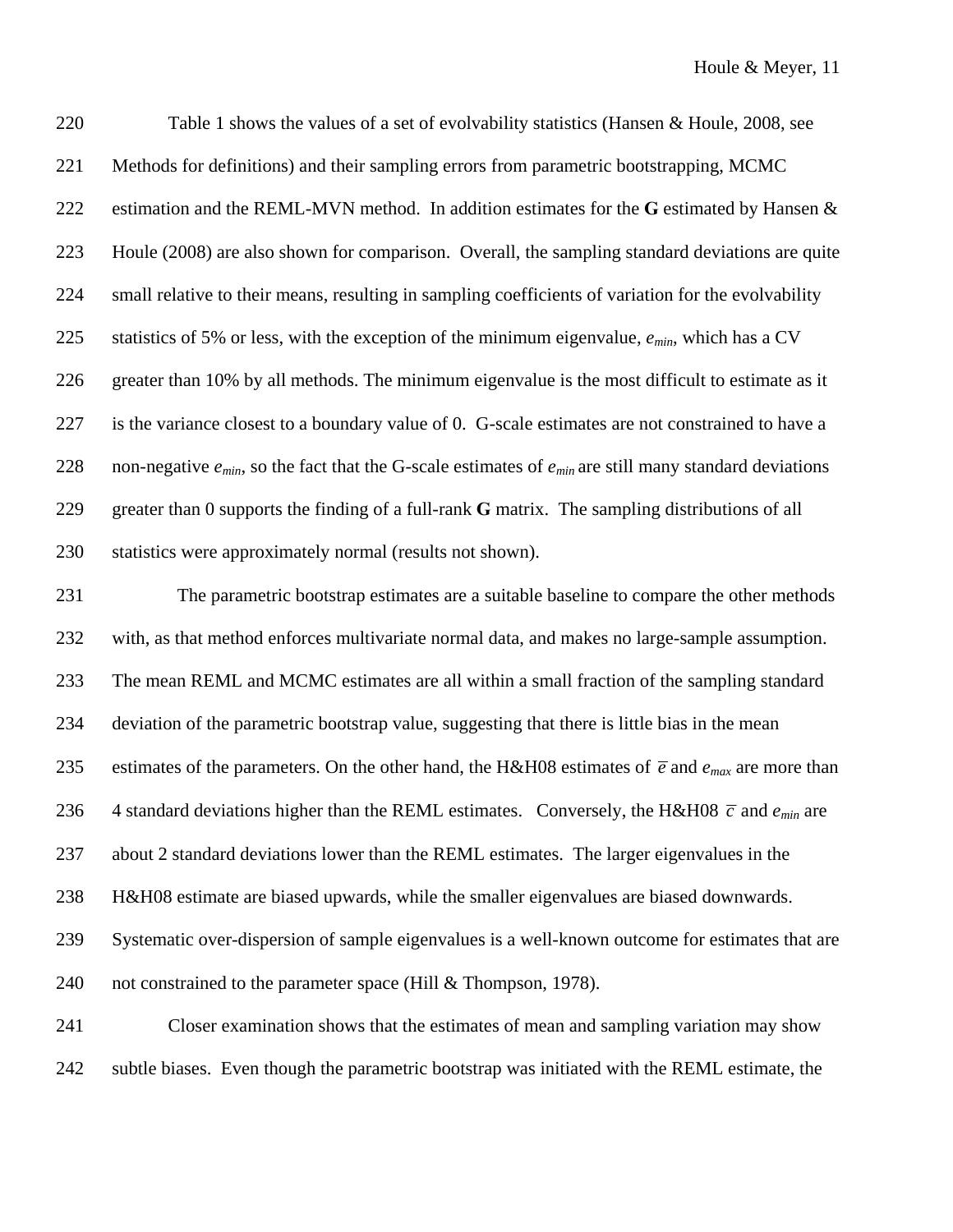Table 1 shows the values of a set of evolvability statistics (Hansen & Houle, 2008, see Methods for definitions) and their sampling errors from parametric bootstrapping, MCMC estimation and the REML-MVN method. In addition estimates for the **G** estimated by Hansen & Houle (2008) are also shown for comparison. Overall, the sampling standard deviations are quite small relative to their means, resulting in sampling coefficients of variation for the evolvability statistics of 5% or less, with the exception of the minimum eigenvalue, $e_{min}$, which has a CV greater than 10% by all methods. The minimum eigenvalue is the most difficult to estimate as it is the variance closest to a boundary value of 0. G-scale estimates are not constrained to have a non-negative $e_{min}$, so the fact that the G-scale estimates of $e_{min}$ are still many standard deviations greater than 0 supports the finding of a full-rank **G** matrix. The sampling distributions of all statistics were approximately normal (results not shown).

The parametric bootstrap estimates are a suitable baseline to compare the other methods with, as that method enforces multivariate normal data, and makes no large-sample assumption. The mean REML and MCMC estimates are all within a small fraction of the sampling standard deviation of the parametric bootstrap value, suggesting that there is little bias in the mean estimates of the parameters. On the other hand, the H&H08 estimates of $\overline{e}$ and $e_{max}$ are more than 4 standard deviations higher than the REML estimates. Conversely, the H&H08 $\overline{c}$ and $e_{min}$ are about 2 standard deviations lower than the REML estimates. The larger eigenvalues in the H&H08 estimate are biased upwards, while the smaller eigenvalues are biased downwards. Systematic over-dispersion of sample eigenvalues is a well-known outcome for estimates that are not constrained to the parameter space (Hill & Thompson, 1978).

Closer examination shows that the estimates of mean and sampling variation may show subtle biases. Even though the parametric bootstrap was initiated with the REML estimate, the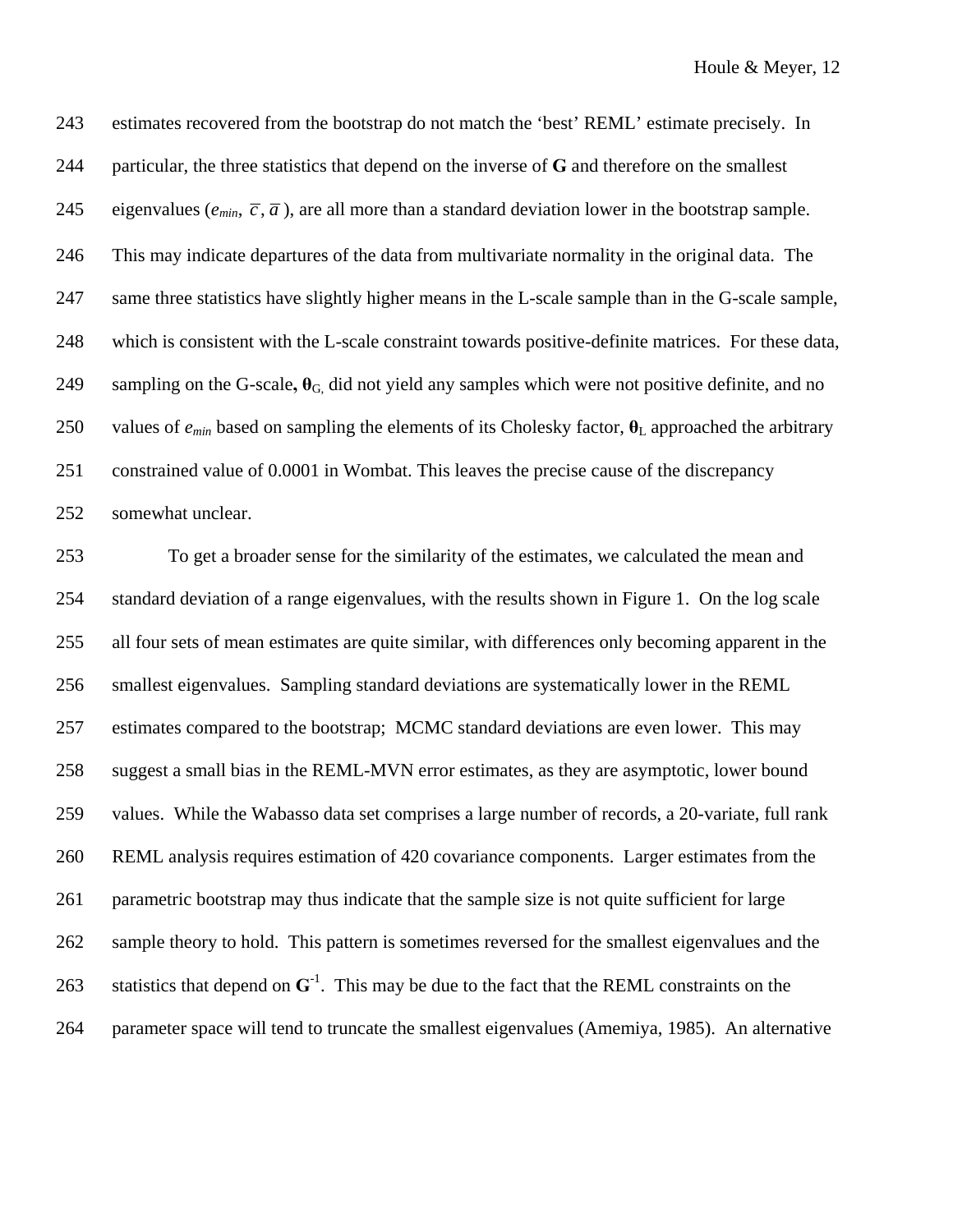estimates recovered from the bootstrap do not match the 'best' REML' estimate precisely. In particular, the three statistics that depend on the inverse of **G** and therefore on the smallest eigenvalues ($e_{min}$, $\bar{c}$, $\bar{a}$), are all more than a standard deviation lower in the bootstrap sample. This may indicate departures of the data from multivariate normality in the original data. The same three statistics have slightly higher means in the L-scale sample than in the G-scale sample, which is consistent with the L-scale constraint towards positive-definite matrices. For these data, sampling on the G-scale, $\boldsymbol{\theta}_G$, did not yield any samples which were not positive definite, and no values of $e_{min}$ based on sampling the elements of its Cholesky factor, $\boldsymbol{\theta}_L$ approached the arbitrary constrained value of 0.0001 in Wombat. This leaves the precise cause of the discrepancy somewhat unclear.

To get a broader sense for the similarity of the estimates, we calculated the mean and standard deviation of a range eigenvalues, with the results shown in Figure 1. On the log scale all four sets of mean estimates are quite similar, with differences only becoming apparent in the smallest eigenvalues. Sampling standard deviations are systematically lower in the REML estimates compared to the bootstrap; MCMC standard deviations are even lower. This may suggest a small bias in the REML-MVN error estimates, as they are asymptotic, lower bound values. While the Wabasso data set comprises a large number of records, a 20-variate, full rank REML analysis requires estimation of 420 covariance components. Larger estimates from the parametric bootstrap may thus indicate that the sample size is not quite sufficient for large sample theory to hold. This pattern is sometimes reversed for the smallest eigenvalues and the statistics that depend on $\mathbf{G}^{-1}$. This may be due to the fact that the REML constraints on the parameter space will tend to truncate the smallest eigenvalues (Amemiya, 1985). An alternative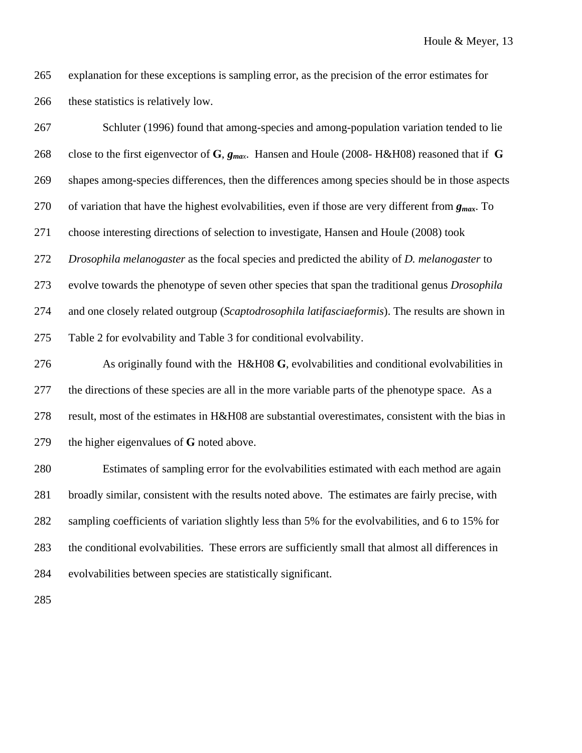explanation for these exceptions is sampling error, as the precision of the error estimates for these statistics is relatively low.

Schluter (1996) found that among-species and among-population variation tended to lie close to the first eigenvector of **G**, $\boldsymbol{g_{max}}$. Hansen and Houle (2008- H&H08) reasoned that if **G** shapes among-species differences, then the differences among species should be in those aspects of variation that have the highest evolvabilities, even if those are very different from $\boldsymbol{g_{max}}$. To choose interesting directions of selection to investigate, Hansen and Houle (2008) took *Drosophila melanogaster* as the focal species and predicted the ability of *D. melanogaster* to evolve towards the phenotype of seven other species that span the traditional genus *Drosophila* and one closely related outgroup (*Scaptodrosophila latifasciaeformis*). The results are shown in Table 2 for evolvability and Table 3 for conditional evolvability.

As originally found with the H&H08 **G**, evolvabilities and conditional evolvabilities in the directions of these species are all in the more variable parts of the phenotype space. As a result, most of the estimates in H&H08 are substantial overestimates, consistent with the bias in the higher eigenvalues of **G** noted above.

Estimates of sampling error for the evolvabilities estimated with each method are again broadly similar, consistent with the results noted above. The estimates are fairly precise, with sampling coefficients of variation slightly less than 5% for the evolvabilities, and 6 to 15% for the conditional evolvabilities. These errors are sufficiently small that almost all differences in evolvabilities between species are statistically significant.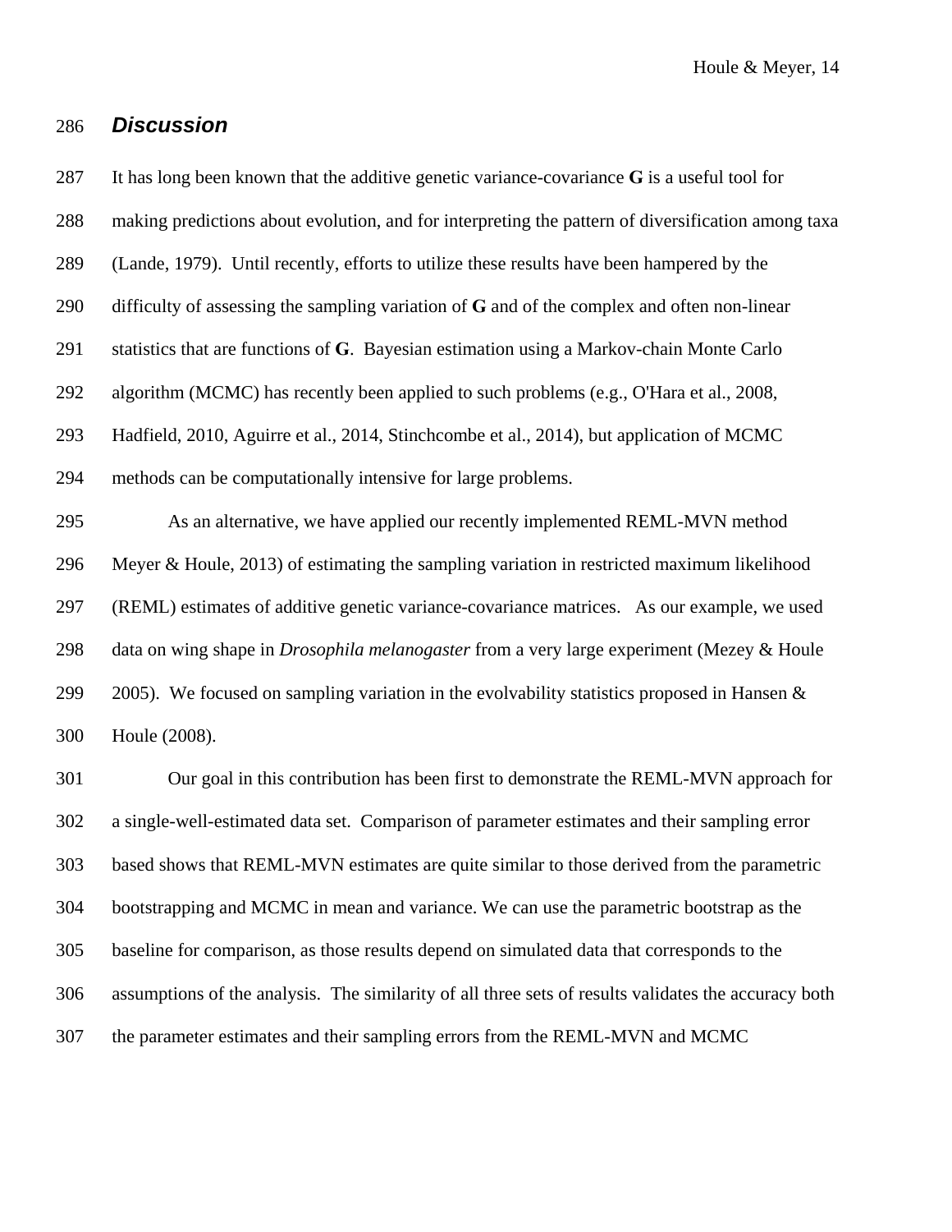## *Discussion*

It has long been known that the additive genetic variance-covariance **G** is a useful tool for making predictions about evolution, and for interpreting the pattern of diversification among taxa (Lande, 1979). Until recently, efforts to utilize these results have been hampered by the difficulty of assessing the sampling variation of **G** and of the complex and often non-linear statistics that are functions of **G**. Bayesian estimation using a Markov-chain Monte Carlo algorithm (MCMC) has recently been applied to such problems (e.g., O'Hara et al., 2008, Hadfield, 2010, Aguirre et al., 2014, Stinchcombe et al., 2014), but application of MCMC methods can be computationally intensive for large problems.

As an alternative, we have applied our recently implemented REML-MVN method Meyer & Houle, 2013) of estimating the sampling variation in restricted maximum likelihood (REML) estimates of additive genetic variance-covariance matrices. As our example, we used data on wing shape in *Drosophila melanogaster* from a very large experiment (Mezey & Houle 2005). We focused on sampling variation in the evolvability statistics proposed in Hansen & Houle (2008).

Our goal in this contribution has been first to demonstrate the REML-MVN approach for a single-well-estimated data set. Comparison of parameter estimates and their sampling error based shows that REML-MVN estimates are quite similar to those derived from the parametric bootstrapping and MCMC in mean and variance. We can use the parametric bootstrap as the baseline for comparison, as those results depend on simulated data that corresponds to the assumptions of the analysis. The similarity of all three sets of results validates the accuracy both the parameter estimates and their sampling errors from the REML-MVN and MCMC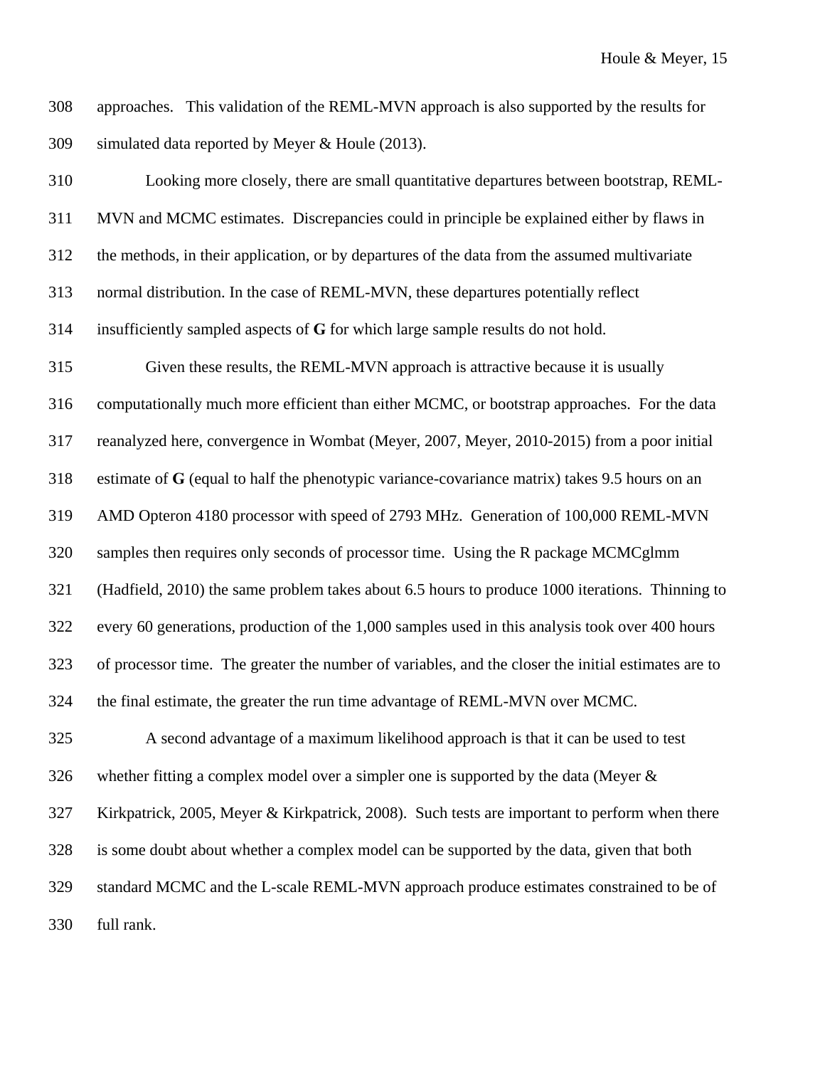approaches. This validation of the REML-MVN approach is also supported by the results for simulated data reported by Meyer & Houle (2013).

Looking more closely, there are small quantitative departures between bootstrap, REML-MVN and MCMC estimates. Discrepancies could in principle be explained either by flaws in the methods, in their application, or by departures of the data from the assumed multivariate normal distribution. In the case of REML-MVN, these departures potentially reflect insufficiently sampled aspects of **G** for which large sample results do not hold.

Given these results, the REML-MVN approach is attractive because it is usually computationally much more efficient than either MCMC, or bootstrap approaches. For the data reanalyzed here, convergence in Wombat (Meyer, 2007, Meyer, 2010-2015) from a poor initial estimate of **G** (equal to half the phenotypic variance-covariance matrix) takes 9.5 hours on an AMD Opteron 4180 processor with speed of 2793 MHz. Generation of 100,000 REML-MVN samples then requires only seconds of processor time. Using the R package MCMCglmm (Hadfield, 2010) the same problem takes about 6.5 hours to produce 1000 iterations. Thinning to every 60 generations, production of the 1,000 samples used in this analysis took over 400 hours of processor time. The greater the number of variables, and the closer the initial estimates are to the final estimate, the greater the run time advantage of REML-MVN over MCMC.

A second advantage of a maximum likelihood approach is that it can be used to test whether fitting a complex model over a simpler one is supported by the data (Meyer & Kirkpatrick, 2005, Meyer & Kirkpatrick, 2008). Such tests are important to perform when there is some doubt about whether a complex model can be supported by the data, given that both standard MCMC and the L-scale REML-MVN approach produce estimates constrained to be of full rank.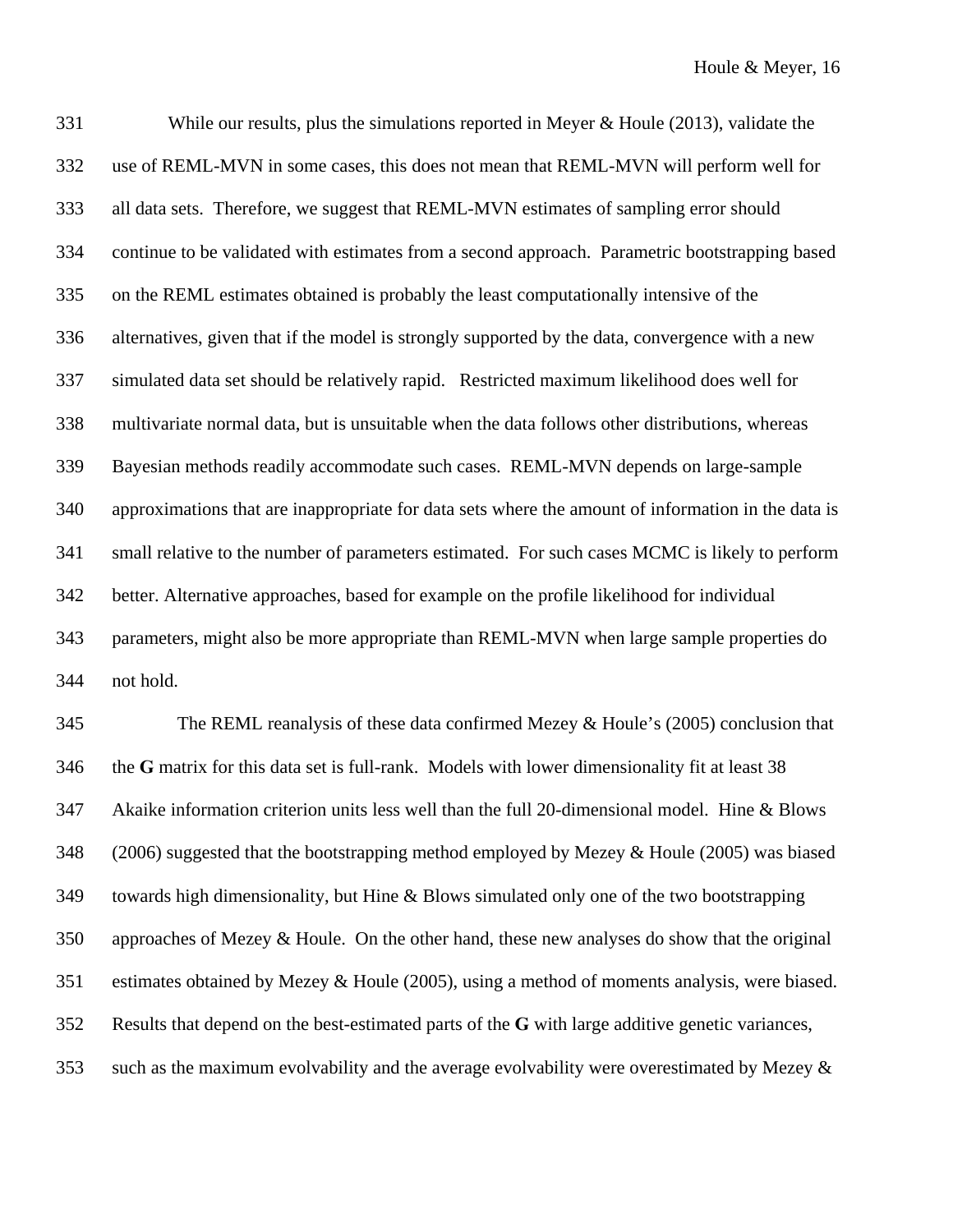While our results, plus the simulations reported in Meyer & Houle (2013), validate the use of REML-MVN in some cases, this does not mean that REML-MVN will perform well for all data sets. Therefore, we suggest that REML-MVN estimates of sampling error should continue to be validated with estimates from a second approach. Parametric bootstrapping based on the REML estimates obtained is probably the least computationally intensive of the alternatives, given that if the model is strongly supported by the data, convergence with a new simulated data set should be relatively rapid. Restricted maximum likelihood does well for multivariate normal data, but is unsuitable when the data follows other distributions, whereas Bayesian methods readily accommodate such cases. REML-MVN depends on large-sample approximations that are inappropriate for data sets where the amount of information in the data is small relative to the number of parameters estimated. For such cases MCMC is likely to perform better. Alternative approaches, based for example on the profile likelihood for individual parameters, might also be more appropriate than REML-MVN when large sample properties do not hold.

The REML reanalysis of these data confirmed Mezey & Houle's (2005) conclusion that the **G** matrix for this data set is full-rank. Models with lower dimensionality fit at least 38 Akaike information criterion units less well than the full 20-dimensional model. Hine & Blows (2006) suggested that the bootstrapping method employed by Mezey & Houle (2005) was biased towards high dimensionality, but Hine & Blows simulated only one of the two bootstrapping approaches of Mezey & Houle. On the other hand, these new analyses do show that the original estimates obtained by Mezey & Houle (2005), using a method of moments analysis, were biased. Results that depend on the best-estimated parts of the **G** with large additive genetic variances, such as the maximum evolvability and the average evolvability were overestimated by Mezey &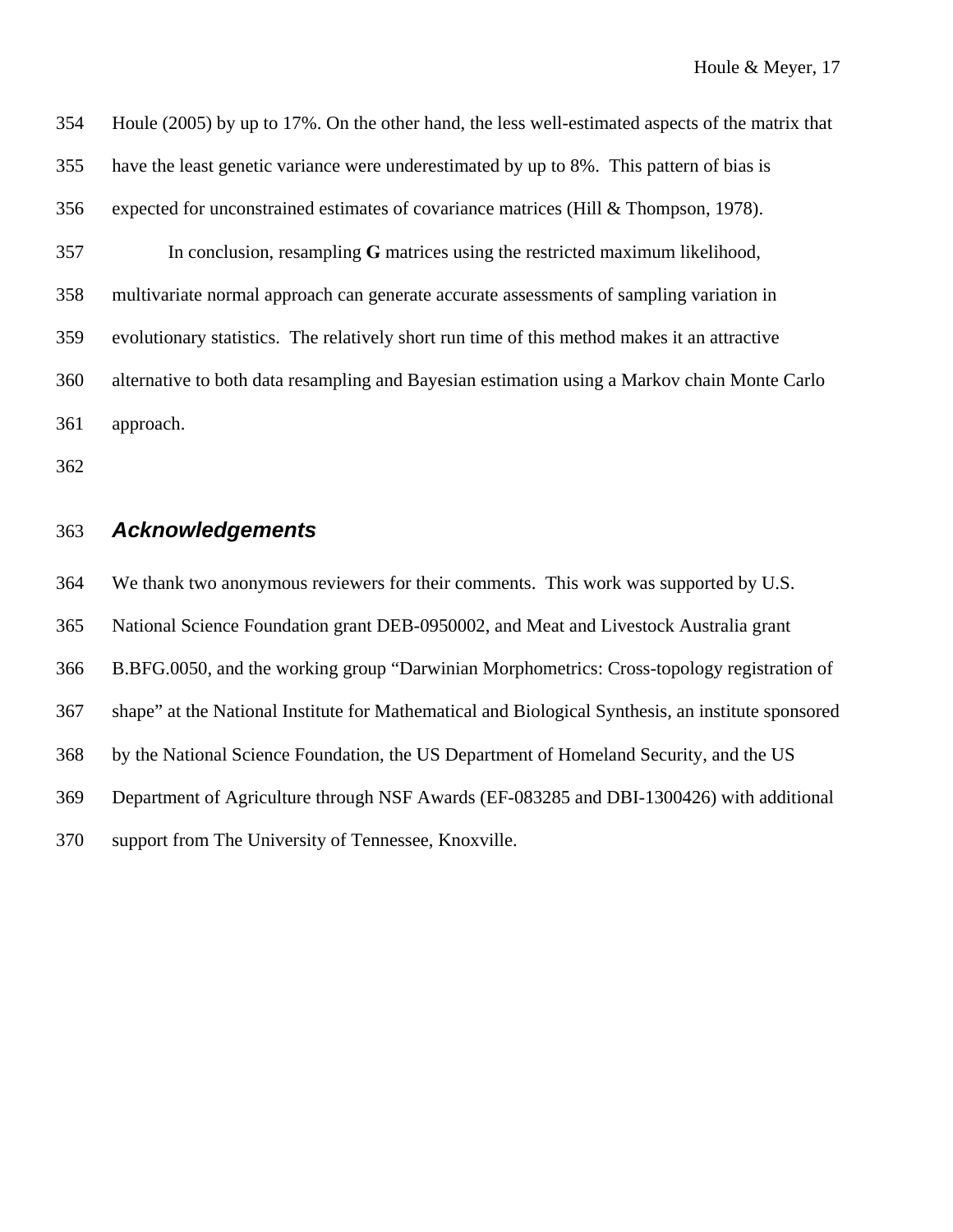Houle (2005) by up to 17%. On the other hand, the less well-estimated aspects of the matrix that have the least genetic variance were underestimated by up to 8%. This pattern of bias is expected for unconstrained estimates of covariance matrices (Hill & Thompson, 1978).

In conclusion, resampling **G** matrices using the restricted maximum likelihood, multivariate normal approach can generate accurate assessments of sampling variation in evolutionary statistics. The relatively short run time of this method makes it an attractive alternative to both data resampling and Bayesian estimation using a Markov chain Monte Carlo approach.

## Acknowledgements

We thank two anonymous reviewers for their comments. This work was supported by U.S. National Science Foundation grant DEB-0950002, and Meat and Livestock Australia grant B.BFG.0050, and the working group "Darwinian Morphometrics: Cross-topology registration of shape" at the National Institute for Mathematical and Biological Synthesis, an institute sponsored by the National Science Foundation, the US Department of Homeland Security, and the US Department of Agriculture through NSF Awards (EF-083285 and DBI-1300426) with additional support from The University of Tennessee, Knoxville.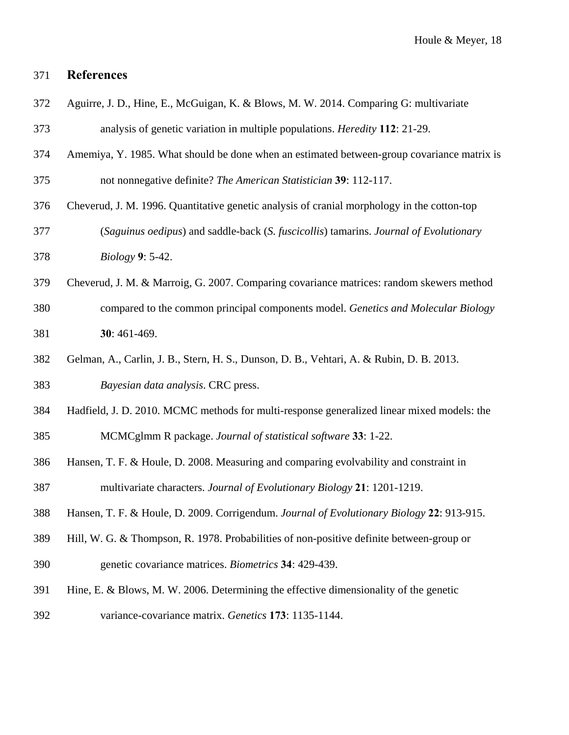## References

Aguirre, J. D., Hine, E., McGuigan, K. & Blows, M. W. 2014. Comparing G: multivariate analysis of genetic variation in multiple populations. *Heredity* **112**: 21-29.

Amemiya, Y. 1985. What should be done when an estimated between-group covariance matrix is not nonnegative definite? *The American Statistician* **39**: 112-117.

Cheverud, J. M. 1996. Quantitative genetic analysis of cranial morphology in the cotton-top (*Saguinus oedipus*) and saddle-back (*S. fuscicollis*) tamarins. *Journal of Evolutionary Biology* **9**: 5-42.

Cheverud, J. M. & Marroig, G. 2007. Comparing covariance matrices: random skewers method compared to the common principal components model. *Genetics and Molecular Biology* **30**: 461-469.

Gelman, A., Carlin, J. B., Stern, H. S., Dunson, D. B., Vehtari, A. & Rubin, D. B. 2013. *Bayesian data analysis*. CRC press.

Hadfield, J. D. 2010. MCMC methods for multi-response generalized linear mixed models: the MCMCglmm R package. *Journal of statistical software* **33**: 1-22.

Hansen, T. F. & Houle, D. 2008. Measuring and comparing evolvability and constraint in multivariate characters. *Journal of Evolutionary Biology* **21**: 1201-1219.

Hansen, T. F. & Houle, D. 2009. Corrigendum. *Journal of Evolutionary Biology* **22**: 913-915.

Hill, W. G. & Thompson, R. 1978. Probabilities of non-positive definite between-group or genetic covariance matrices. *Biometrics* **34**: 429-439.

Hine, E. & Blows, M. W. 2006. Determining the effective dimensionality of the genetic variance-covariance matrix. *Genetics* **173**: 1135-1144.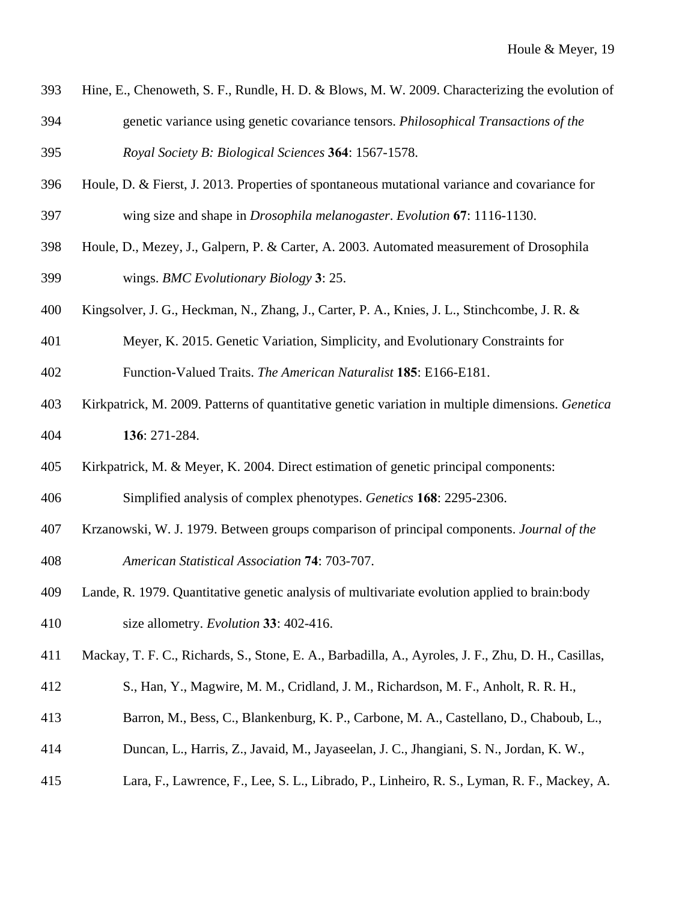Hine, E., Chenoweth, S. F., Rundle, H. D. & Blows, M. W. 2009. Characterizing the evolution of genetic variance using genetic covariance tensors. *Philosophical Transactions of the Royal Society B: Biological Sciences* **364**: 1567-1578.

Houle, D. & Fierst, J. 2013. Properties of spontaneous mutational variance and covariance for wing size and shape in *Drosophila melanogaster*. *Evolution* **67**: 1116-1130.

Houle, D., Mezey, J., Galpern, P. & Carter, A. 2003. Automated measurement of Drosophila wings. *BMC Evolutionary Biology* **3**: 25.

Kingsolver, J. G., Heckman, N., Zhang, J., Carter, P. A., Knies, J. L., Stinchcombe, J. R. & Meyer, K. 2015. Genetic Variation, Simplicity, and Evolutionary Constraints for Function-Valued Traits. *The American Naturalist* **185**: E166-E181.

Kirkpatrick, M. 2009. Patterns of quantitative genetic variation in multiple dimensions. *Genetica* **136**: 271-284.

Kirkpatrick, M. & Meyer, K. 2004. Direct estimation of genetic principal components: Simplified analysis of complex phenotypes. *Genetics* **168**: 2295-2306.

Krzanowski, W. J. 1979. Between groups comparison of principal components. *Journal of the American Statistical Association* **74**: 703-707.

Lande, R. 1979. Quantitative genetic analysis of multivariate evolution applied to brain:body size allometry. *Evolution* **33**: 402-416.

Mackay, T. F. C., Richards, S., Stone, E. A., Barbadilla, A., Ayroles, J. F., Zhu, D. H., Casillas, S., Han, Y., Magwire, M. M., Cridland, J. M., Richardson, M. F., Anholt, R. R. H., Barron, M., Bess, C., Blankenburg, K. P., Carbone, M. A., Castellano, D., Chaboub, L., Duncan, L., Harris, Z., Javaid, M., Jayaseelan, J. C., Jhangiani, S. N., Jordan, K. W., Lara, F., Lawrence, F., Lee, S. L., Librado, P., Linheiro, R. S., Lyman, R. F., Mackey, A.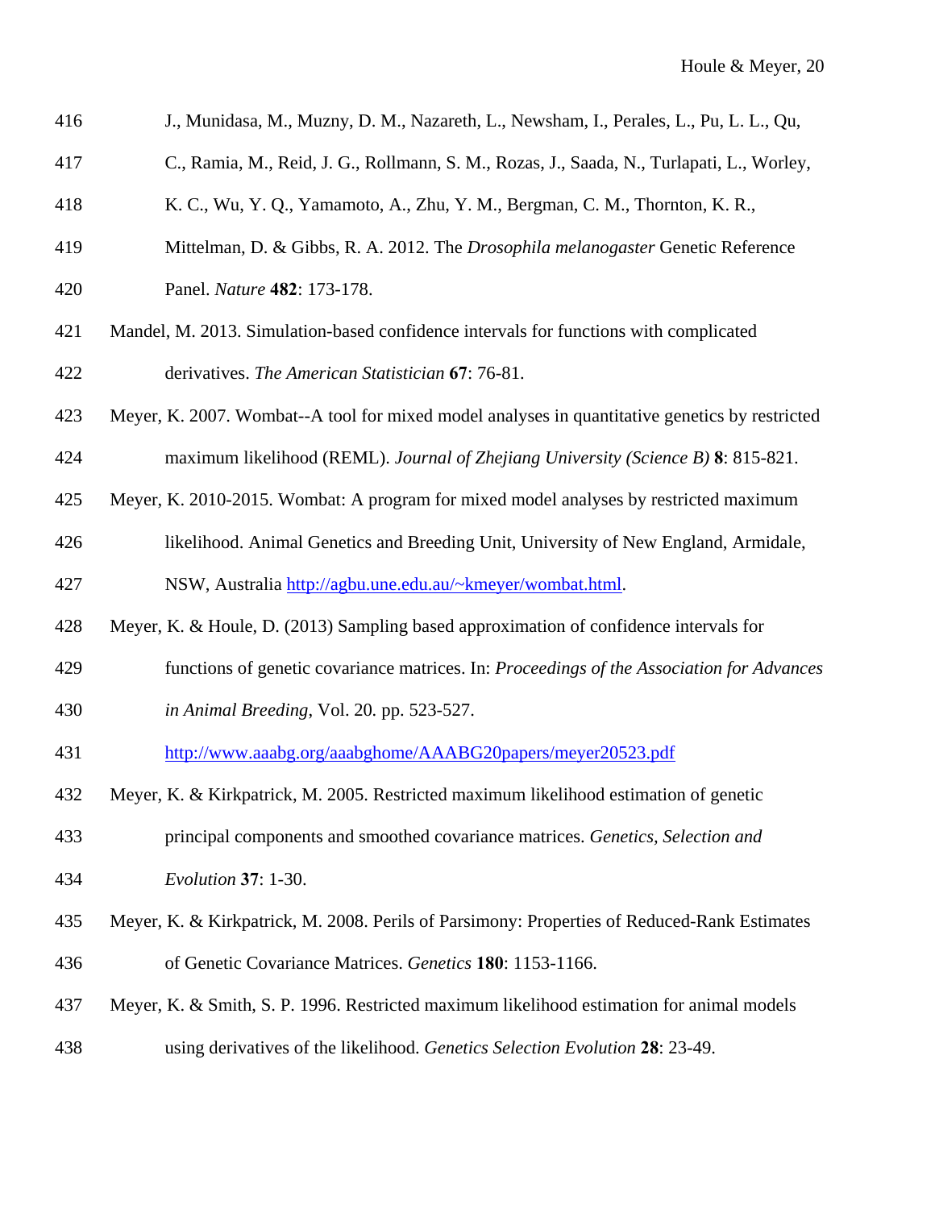J., Munidasa, M., Muzny, D. M., Nazareth, L., Newsham, I., Perales, L., Pu, L. L., Qu, C., Ramia, M., Reid, J. G., Rollmann, S. M., Rozas, J., Saada, N., Turlapati, L., Worley, K. C., Wu, Y. Q., Yamamoto, A., Zhu, Y. M., Bergman, C. M., Thornton, K. R., Mittelman, D. & Gibbs, R. A. 2012. The *Drosophila melanogaster* Genetic Reference Panel. *Nature* **482**: 173-178.

Mandel, M. 2013. Simulation-based confidence intervals for functions with complicated derivatives. *The American Statistician* **67**: 76-81.

Meyer, K. 2007. Wombat--A tool for mixed model analyses in quantitative genetics by restricted maximum likelihood (REML). *Journal of Zhejiang University (Science B)* **8**: 815-821.

Meyer, K. 2010-2015. Wombat: A program for mixed model analyses by restricted maximum likelihood. Animal Genetics and Breeding Unit, University of New England, Armidale, NSW, Australia http://agbu.une.edu.au/~kmeyer/wombat.html.

Meyer, K. & Houle, D. (2013) Sampling based approximation of confidence intervals for functions of genetic covariance matrices. In: *Proceedings of the Association for Advances in Animal Breeding*, Vol. 20. pp. 523-527. http://www.aaabg.org/aaabghome/AAABG20papers/meyer20523.pdf

Meyer, K. & Kirkpatrick, M. 2005. Restricted maximum likelihood estimation of genetic principal components and smoothed covariance matrices. *Genetics, Selection and Evolution* **37**: 1-30.

Meyer, K. & Kirkpatrick, M. 2008. Perils of Parsimony: Properties of Reduced-Rank Estimates of Genetic Covariance Matrices. *Genetics* **180**: 1153-1166.

Meyer, K. & Smith, S. P. 1996. Restricted maximum likelihood estimation for animal models using derivatives of the likelihood. *Genetics Selection Evolution* **28**: 23-49.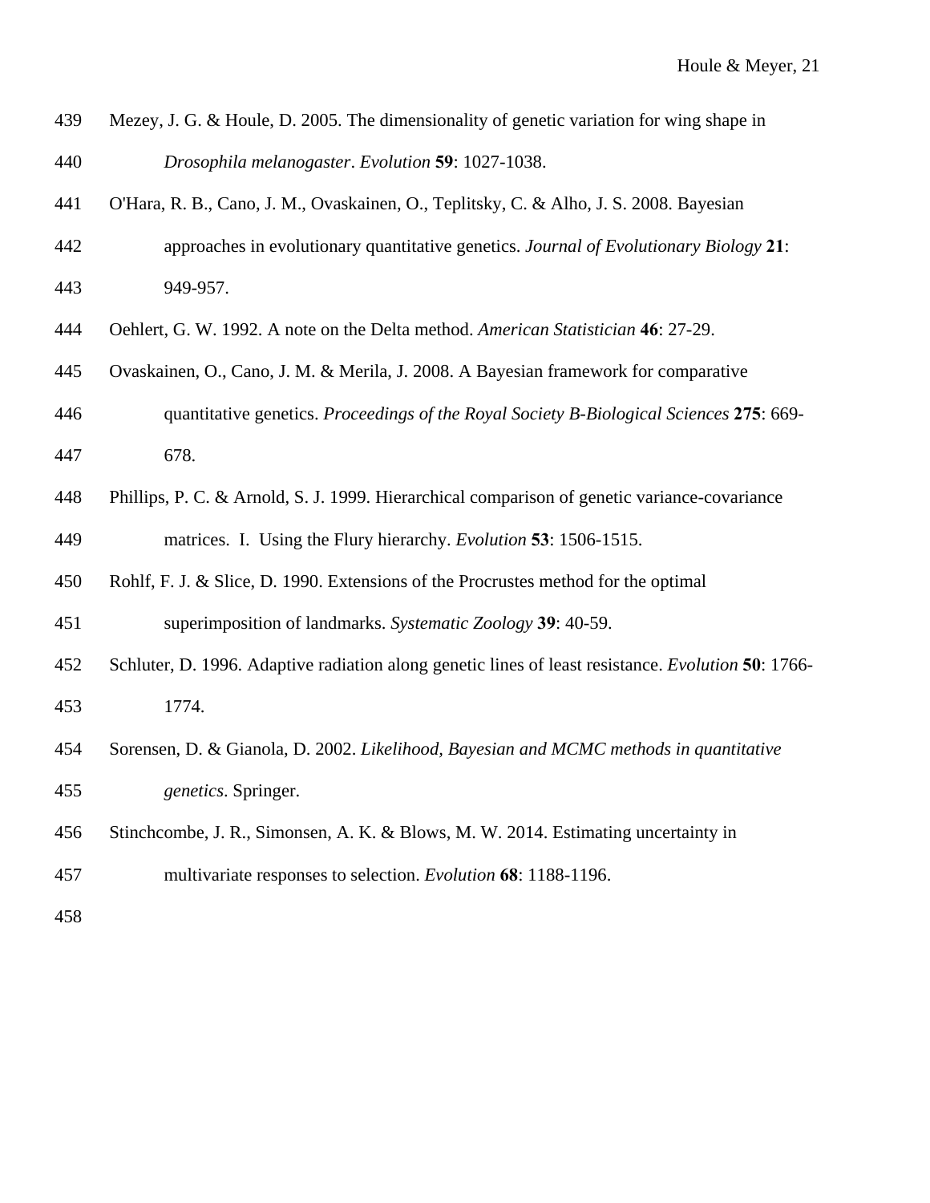Mezey, J. G. & Houle, D. 2005. The dimensionality of genetic variation for wing shape in *Drosophila melanogaster*. *Evolution* **59**: 1027-1038.

O'Hara, R. B., Cano, J. M., Ovaskainen, O., Teplitsky, C. & Alho, J. S. 2008. Bayesian approaches in evolutionary quantitative genetics. *Journal of Evolutionary Biology* **21**: 949-957.

Oehlert, G. W. 1992. A note on the Delta method. *American Statistician* **46**: 27-29.

Ovaskainen, O., Cano, J. M. & Merila, J. 2008. A Bayesian framework for comparative quantitative genetics. *Proceedings of the Royal Society B-Biological Sciences* **275**: 669-678.

Phillips, P. C. & Arnold, S. J. 1999. Hierarchical comparison of genetic variance-covariance matrices. I. Using the Flury hierarchy. *Evolution* **53**: 1506-1515.

Rohlf, F. J. & Slice, D. 1990. Extensions of the Procrustes method for the optimal superimposition of landmarks. *Systematic Zoology* **39**: 40-59.

Schluter, D. 1996. Adaptive radiation along genetic lines of least resistance. *Evolution* **50**: 1766-1774.

Sorensen, D. & Gianola, D. 2002. *Likelihood, Bayesian and MCMC methods in quantitative genetics*. Springer.

Stinchcombe, J. R., Simonsen, A. K. & Blows, M. W. 2014. Estimating uncertainty in multivariate responses to selection. *Evolution* **68**: 1188-1196.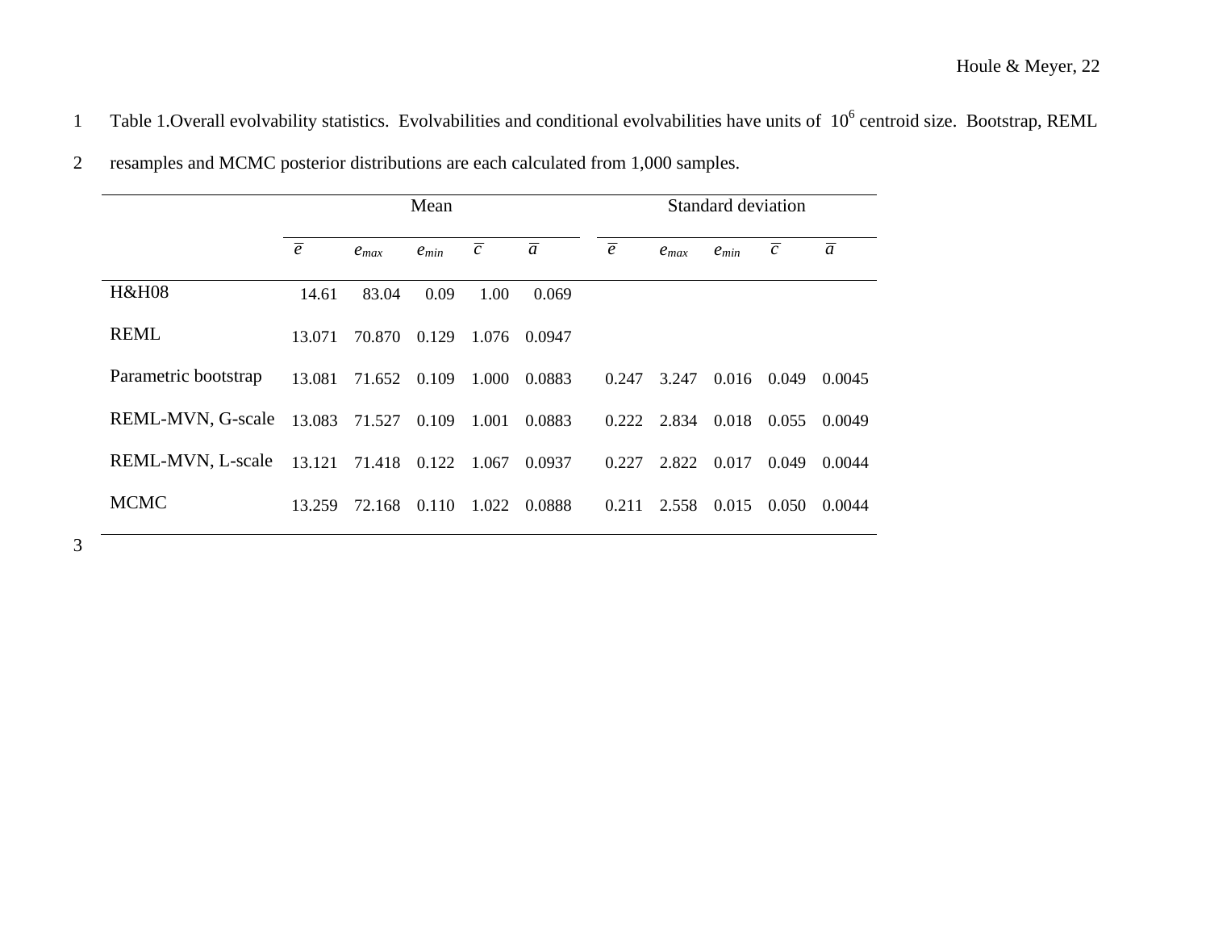Table 1.Overall evolvability statistics. Evolvabilities and conditional evolvabilities have units of $10^6$ centroid size. Bootstrap, REML resamples and MCMC posterior distributions are each calculated from 1,000 samples.

| | Mean | | | | | Standard deviation | | | | |
|---|---|---|---|---|---|---|---|---|---|---|
| | $\bar{e}$ | $e_{max}$ | $e_{min}$ | $\bar{c}$ | $\bar{a}$ | $\bar{e}$ | $e_{max}$ | $e_{min}$ | $\bar{c}$ | $\bar{a}$ |
| H&H08 | 14.61 | 83.04 | 0.09 | 1.00 | 0.069 | | | | | |
| REML | 13.071 | 70.870 | 0.129 | 1.076 | 0.0947 | | | | | |
| Parametric bootstrap | 13.081 | 71.652 | 0.109 | 1.000 | 0.0883 | 0.247 | 3.247 | 0.016 | 0.049 | 0.0045 |
| REML-MVN, G-scale | 13.083 | 71.527 | 0.109 | 1.001 | 0.0883 | 0.222 | 2.834 | 0.018 | 0.055 | 0.0049 |
| REML-MVN, L-scale | 13.121 | 71.418 | 0.122 | 1.067 | 0.0937 | 0.227 | 2.822 | 0.017 | 0.049 | 0.0044 |
| MCMC | 13.259 | 72.168 | 0.110 | 1.022 | 0.0888 | 0.211 | 2.558 | 0.015 | 0.050 | 0.0044 |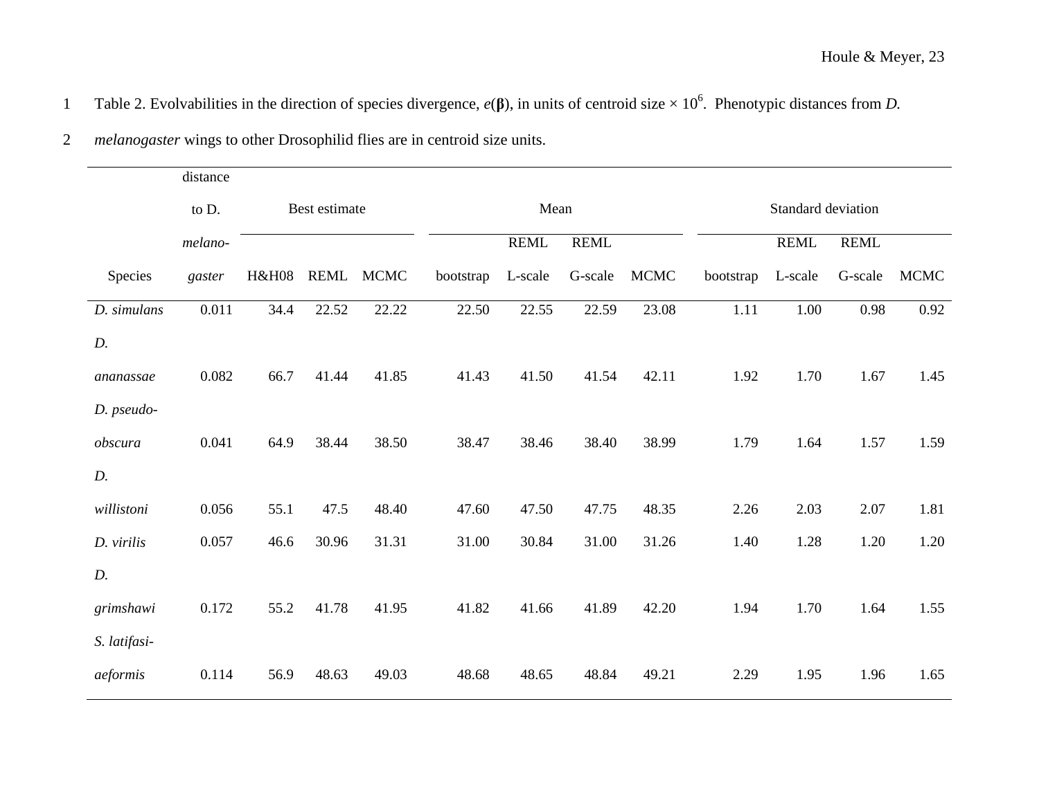Table 2. Evolvabilities in the direction of species divergence, $e(\boldsymbol{\beta})$, in units of centroid size × $10^6$. Phenotypic distances from *D. melanogaster* wings to other Drosophilid flies are in centroid size units.

| Species | distance to D. *melano-gaster* | Best estimate | | | Mean | | | | Standard deviation | | | |
|---|---|---|---|---|---|---|---|---|---|---|---|---|
| | | H&H08 | REML | MCMC | bootstrap | REML L-scale | REML G-scale | MCMC | bootstrap | REML L-scale | REML G-scale | MCMC |
| *D. simulans* | 0.011 | 34.4 | 22.52 | 22.22 | 22.50 | 22.55 | 22.59 | 23.08 | 1.11 | 1.00 | 0.98 | 0.92 |
| *D. ananassae* | 0.082 | 66.7 | 41.44 | 41.85 | 41.43 | 41.50 | 41.54 | 42.11 | 1.92 | 1.70 | 1.67 | 1.45 |
| *D. pseudo-obscura* | 0.041 | 64.9 | 38.44 | 38.50 | 38.47 | 38.46 | 38.40 | 38.99 | 1.79 | 1.64 | 1.57 | 1.59 |
| *D. willistoni* | 0.056 | 55.1 | 47.5 | 48.40 | 47.60 | 47.50 | 47.75 | 48.35 | 2.26 | 2.03 | 2.07 | 1.81 |
| *D. virilis* | 0.057 | 46.6 | 30.96 | 31.31 | 31.00 | 30.84 | 31.00 | 31.26 | 1.40 | 1.28 | 1.20 | 1.20 |
| *D. grimshawi* | 0.172 | 55.2 | 41.78 | 41.95 | 41.82 | 41.66 | 41.89 | 42.20 | 1.94 | 1.70 | 1.64 | 1.55 |
| *S. latifasi-aeformis* | 0.114 | 56.9 | 48.63 | 49.03 | 48.68 | 48.65 | 48.84 | 49.21 | 2.29 | 1.95 | 1.96 | 1.65 |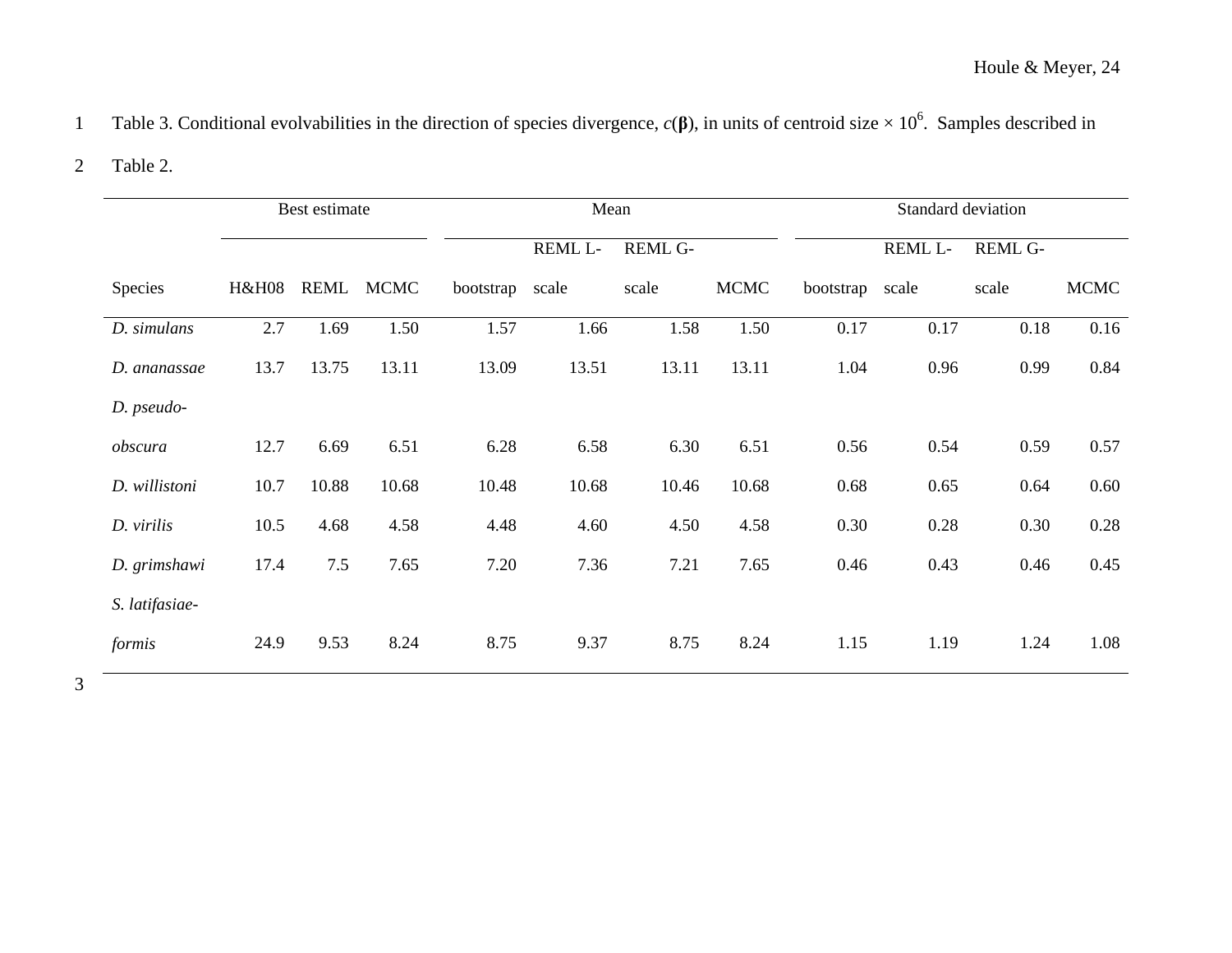Table 3. Conditional evolvabilities in the direction of species divergence, $c(\boldsymbol{\beta})$, in units of centroid size × $10^6$. Samples described in Table 2.

| | Best estimate | | | Mean | | | | Standard deviation | | | |
|---|---|---|---|---|---|---|---|---|---|---|---|
| Species | H&H08 | REML | MCMC | bootstrap | REML L-scale | REML G-scale | MCMC | bootstrap | REML L-scale | REML G-scale | MCMC |
| *D. simulans* | 2.7 | 1.69 | 1.50 | 1.57 | 1.66 | 1.58 | 1.50 | 0.17 | 0.17 | 0.18 | 0.16 |
| *D. ananassae* | 13.7 | 13.75 | 13.11 | 13.09 | 13.51 | 13.11 | 13.11 | 1.04 | 0.96 | 0.99 | 0.84 |
| *D. pseudo-obscura* | 12.7 | 6.69 | 6.51 | 6.28 | 6.58 | 6.30 | 6.51 | 0.56 | 0.54 | 0.59 | 0.57 |
| *D. willistoni* | 10.7 | 10.88 | 10.68 | 10.48 | 10.68 | 10.46 | 10.68 | 0.68 | 0.65 | 0.64 | 0.60 |
| *D. virilis* | 10.5 | 4.68 | 4.58 | 4.48 | 4.60 | 4.50 | 4.58 | 0.30 | 0.28 | 0.30 | 0.28 |
| *D. grimshawi* | 17.4 | 7.5 | 7.65 | 7.20 | 7.36 | 7.21 | 7.65 | 0.46 | 0.43 | 0.46 | 0.45 |
| *S. latifasiae-formis* | 24.9 | 9.53 | 8.24 | 8.75 | 9.37 | 8.75 | 8.24 | 1.15 | 1.19 | 1.24 | 1.08 |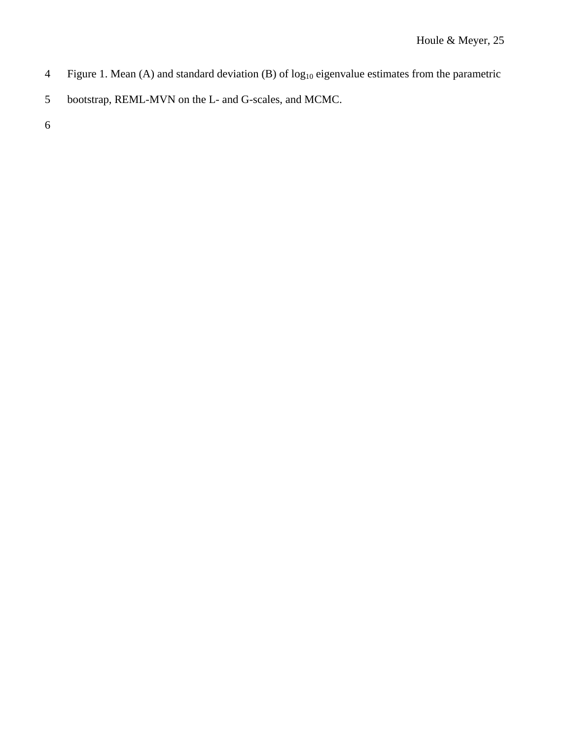Figure 1. Mean (A) and standard deviation (B) of $\log_{10}$ eigenvalue estimates from the parametric bootstrap, REML-MVN on the L- and G-scales, and MCMC.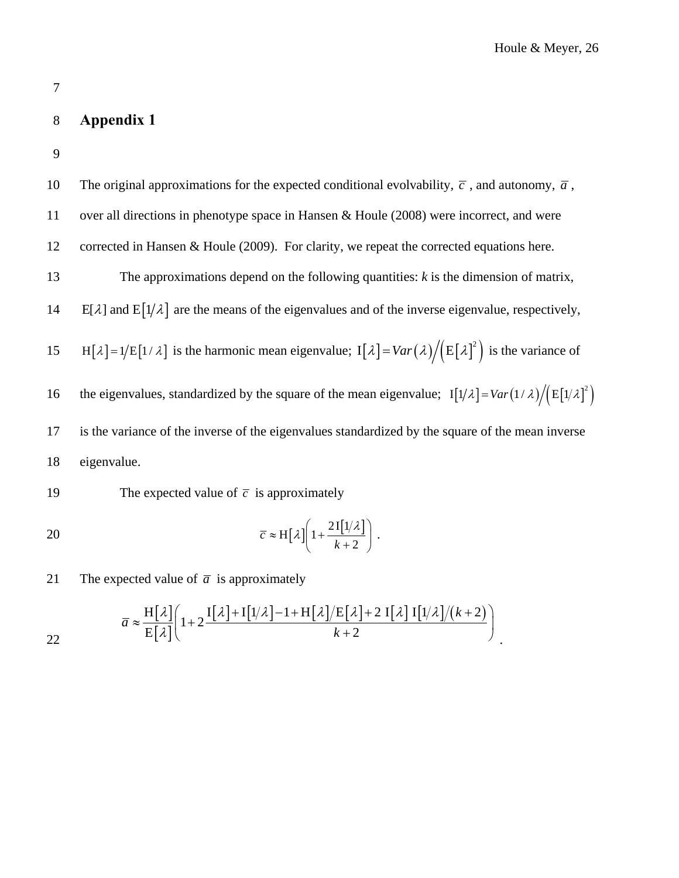## Appendix 1

The original approximations for the expected conditional evolvability, $\bar{c}$, and autonomy, $\bar{a}$, over all directions in phenotype space in Hansen & Houle (2008) were incorrect, and were corrected in Hansen & Houle (2009). For clarity, we repeat the corrected equations here.

The approximations depend on the following quantities: *k* is the dimension of matrix, $\mathrm{E}[\lambda]$ and $\mathrm{E}[1/\lambda]$ are the means of the eigenvalues and of the inverse eigenvalue, respectively, $\mathrm{H}[\lambda] = 1/\mathrm{E}[1/\lambda]$ is the harmonic mean eigenvalue; $\mathrm{I}[\lambda] = Var(\lambda)/\left(\mathrm{E}[\lambda]^2\right)$ is the variance of the eigenvalues, standardized by the square of the mean eigenvalue; $\mathrm{I}[1/\lambda] = Var(1/\lambda)/\left(\mathrm{E}[1/\lambda]^2\right)$ is the variance of the inverse of the eigenvalues standardized by the square of the mean inverse eigenvalue.

The expected value of $\bar{c}$ is approximately

$$\bar{c} \approx \mathrm{H}[\lambda]\left(1 + \frac{2\,\mathrm{I}[1/\lambda]}{k+2}\right) .$$

The expected value of $\bar{a}$ is approximately

$$\bar{a} \approx \frac{\mathrm{H}[\lambda]}{\mathrm{E}[\lambda]}\left(1 + 2\frac{\mathrm{I}[\lambda] + \mathrm{I}[1/\lambda] - 1 + \mathrm{H}[\lambda]/\mathrm{E}[\lambda] + 2\,\mathrm{I}[\lambda]\,\mathrm{I}[1/\lambda]/(k+2)}{k+2}\right) .$$